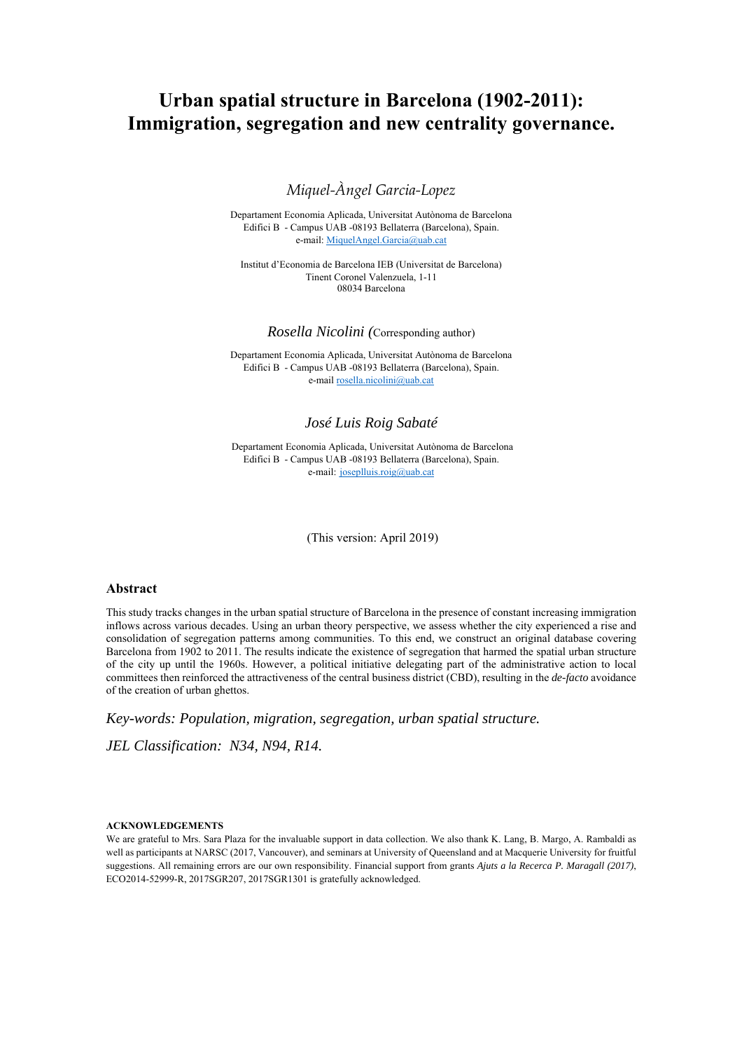# Urban spatial structure in Barcelona (1902-2011): Immigration, segregation and new centrality governance.

*Miquel-Àngel Garcia-Lopez*

Departament Economia Aplicada, Universitat Autònoma de Barcelona
Edifici B - Campus UAB -08193 Bellaterra (Barcelona), Spain.
e-mail: MiquelAngel.Garcia@uab.cat

Institut d'Economia de Barcelona IEB (Universitat de Barcelona)
Tinent Coronel Valenzuela, 1-11
08034 Barcelona

*Rosella Nicolini* (Corresponding author)

Departament Economia Aplicada, Universitat Autònoma de Barcelona
Edifici B - Campus UAB -08193 Bellaterra (Barcelona), Spain.
e-mail rosella.nicolini@uab.cat

*José Luis Roig Sabaté*

Departament Economia Aplicada, Universitat Autònoma de Barcelona
Edifici B - Campus UAB -08193 Bellaterra (Barcelona), Spain.
e-mail: joseplluis.roig@uab.cat

(This version: April 2019)

## Abstract

This study tracks changes in the urban spatial structure of Barcelona in the presence of constant increasing immigration inflows across various decades. Using an urban theory perspective, we assess whether the city experienced a rise and consolidation of segregation patterns among communities. To this end, we construct an original database covering Barcelona from 1902 to 2011. The results indicate the existence of segregation that harmed the spatial urban structure of the city up until the 1960s. However, a political initiative delegating part of the administrative action to local committees then reinforced the attractiveness of the central business district (CBD), resulting in the *de-facto* avoidance of the creation of urban ghettos.

*Key-words: Population, migration, segregation, urban spatial structure.*

*JEL Classification: N34, N94, R14.*

#### ACKNOWLEDGEMENTS

We are grateful to Mrs. Sara Plaza for the invaluable support in data collection. We also thank K. Lang, B. Margo, A. Rambaldi as well as participants at NARSC (2017, Vancouver), and seminars at University of Queensland and at Macquerie University for fruitful suggestions. All remaining errors are our own responsibility. Financial support from grants *Ajuts a la Recerca P. Maragall (2017)*, ECO2014-52999-R, 2017SGR207, 2017SGR1301 is gratefully acknowledged.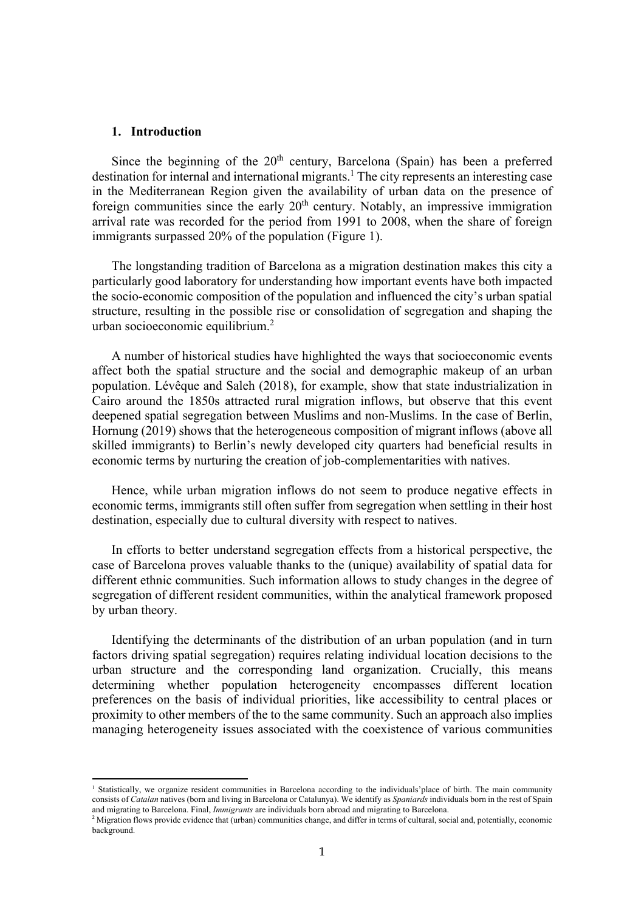## 1. Introduction

Since the beginning of the 20th century, Barcelona (Spain) has been a preferred destination for internal and international migrants.[1] The city represents an interesting case in the Mediterranean Region given the availability of urban data on the presence of foreign communities since the early 20th century. Notably, an impressive immigration arrival rate was recorded for the period from 1991 to 2008, when the share of foreign immigrants surpassed 20% of the population (Figure 1).

The longstanding tradition of Barcelona as a migration destination makes this city a particularly good laboratory for understanding how important events have both impacted the socio-economic composition of the population and influenced the city's urban spatial structure, resulting in the possible rise or consolidation of segregation and shaping the urban socioeconomic equilibrium.[2]

A number of historical studies have highlighted the ways that socioeconomic events affect both the spatial structure and the social and demographic makeup of an urban population. Lévêque and Saleh (2018), for example, show that state industrialization in Cairo around the 1850s attracted rural migration inflows, but observe that this event deepened spatial segregation between Muslims and non-Muslims. In the case of Berlin, Hornung (2019) shows that the heterogeneous composition of migrant inflows (above all skilled immigrants) to Berlin's newly developed city quarters had beneficial results in economic terms by nurturing the creation of job-complementarities with natives.

Hence, while urban migration inflows do not seem to produce negative effects in economic terms, immigrants still often suffer from segregation when settling in their host destination, especially due to cultural diversity with respect to natives.

In efforts to better understand segregation effects from a historical perspective, the case of Barcelona proves valuable thanks to the (unique) availability of spatial data for different ethnic communities. Such information allows to study changes in the degree of segregation of different resident communities, within the analytical framework proposed by urban theory.

Identifying the determinants of the distribution of an urban population (and in turn factors driving spatial segregation) requires relating individual location decisions to the urban structure and the corresponding land organization. Crucially, this means determining whether population heterogeneity encompasses different location preferences on the basis of individual priorities, like accessibility to central places or proximity to other members of the to the same community. Such an approach also implies managing heterogeneity issues associated with the coexistence of various communities

[1] Statistically, we organize resident communities in Barcelona according to the individuals'place of birth. The main community consists of *Catalan* natives (born and living in Barcelona or Catalunya). We identify as *Spaniards* individuals born in the rest of Spain and migrating to Barcelona. Final, *Immigrants* are individuals born abroad and migrating to Barcelona.

[2] Migration flows provide evidence that (urban) communities change, and differ in terms of cultural, social and, potentially, economic background.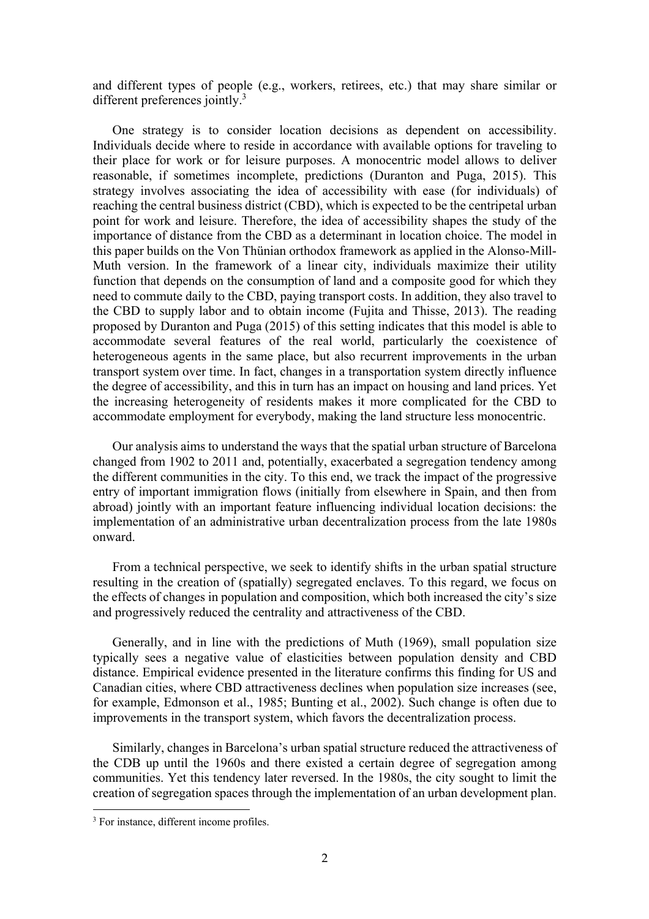and different types of people (e.g., workers, retirees, etc.) that may share similar or different preferences jointly.[3]

One strategy is to consider location decisions as dependent on accessibility. Individuals decide where to reside in accordance with available options for traveling to their place for work or for leisure purposes. A monocentric model allows to deliver reasonable, if sometimes incomplete, predictions (Duranton and Puga, 2015). This strategy involves associating the idea of accessibility with ease (for individuals) of reaching the central business district (CBD), which is expected to be the centripetal urban point for work and leisure. Therefore, the idea of accessibility shapes the study of the importance of distance from the CBD as a determinant in location choice. The model in this paper builds on the Von Thünian orthodox framework as applied in the Alonso-Mill-Muth version. In the framework of a linear city, individuals maximize their utility function that depends on the consumption of land and a composite good for which they need to commute daily to the CBD, paying transport costs. In addition, they also travel to the CBD to supply labor and to obtain income (Fujita and Thisse, 2013). The reading proposed by Duranton and Puga (2015) of this setting indicates that this model is able to accommodate several features of the real world, particularly the coexistence of heterogeneous agents in the same place, but also recurrent improvements in the urban transport system over time. In fact, changes in a transportation system directly influence the degree of accessibility, and this in turn has an impact on housing and land prices. Yet the increasing heterogeneity of residents makes it more complicated for the CBD to accommodate employment for everybody, making the land structure less monocentric.

Our analysis aims to understand the ways that the spatial urban structure of Barcelona changed from 1902 to 2011 and, potentially, exacerbated a segregation tendency among the different communities in the city. To this end, we track the impact of the progressive entry of important immigration flows (initially from elsewhere in Spain, and then from abroad) jointly with an important feature influencing individual location decisions: the implementation of an administrative urban decentralization process from the late 1980s onward.

From a technical perspective, we seek to identify shifts in the urban spatial structure resulting in the creation of (spatially) segregated enclaves. To this regard, we focus on the effects of changes in population and composition, which both increased the city's size and progressively reduced the centrality and attractiveness of the CBD.

Generally, and in line with the predictions of Muth (1969), small population size typically sees a negative value of elasticities between population density and CBD distance. Empirical evidence presented in the literature confirms this finding for US and Canadian cities, where CBD attractiveness declines when population size increases (see, for example, Edmonson et al., 1985; Bunting et al., 2002). Such change is often due to improvements in the transport system, which favors the decentralization process.

Similarly, changes in Barcelona's urban spatial structure reduced the attractiveness of the CDB up until the 1960s and there existed a certain degree of segregation among communities. Yet this tendency later reversed. In the 1980s, the city sought to limit the creation of segregation spaces through the implementation of an urban development plan.

[3] For instance, different income profiles.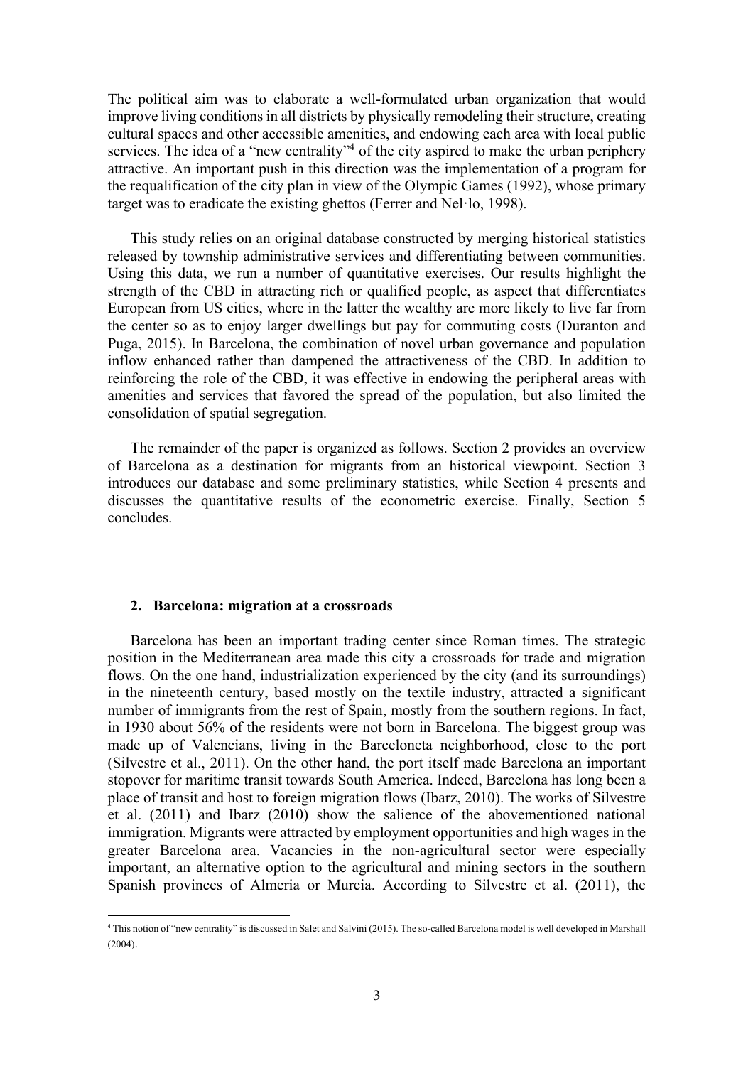The political aim was to elaborate a well-formulated urban organization that would improve living conditions in all districts by physically remodeling their structure, creating cultural spaces and other accessible amenities, and endowing each area with local public services. The idea of a "new centrality"[4] of the city aspired to make the urban periphery attractive. An important push in this direction was the implementation of a program for the requalification of the city plan in view of the Olympic Games (1992), whose primary target was to eradicate the existing ghettos (Ferrer and Nel·lo, 1998).

This study relies on an original database constructed by merging historical statistics released by township administrative services and differentiating between communities. Using this data, we run a number of quantitative exercises. Our results highlight the strength of the CBD in attracting rich or qualified people, as aspect that differentiates European from US cities, where in the latter the wealthy are more likely to live far from the center so as to enjoy larger dwellings but pay for commuting costs (Duranton and Puga, 2015). In Barcelona, the combination of novel urban governance and population inflow enhanced rather than dampened the attractiveness of the CBD. In addition to reinforcing the role of the CBD, it was effective in endowing the peripheral areas with amenities and services that favored the spread of the population, but also limited the consolidation of spatial segregation.

The remainder of the paper is organized as follows. Section 2 provides an overview of Barcelona as a destination for migrants from an historical viewpoint. Section 3 introduces our database and some preliminary statistics, while Section 4 presents and discusses the quantitative results of the econometric exercise. Finally, Section 5 concludes.

## 2. Barcelona: migration at a crossroads

Barcelona has been an important trading center since Roman times. The strategic position in the Mediterranean area made this city a crossroads for trade and migration flows. On the one hand, industrialization experienced by the city (and its surroundings) in the nineteenth century, based mostly on the textile industry, attracted a significant number of immigrants from the rest of Spain, mostly from the southern regions. In fact, in 1930 about 56% of the residents were not born in Barcelona. The biggest group was made up of Valencians, living in the Barceloneta neighborhood, close to the port (Silvestre et al., 2011). On the other hand, the port itself made Barcelona an important stopover for maritime transit towards South America. Indeed, Barcelona has long been a place of transit and host to foreign migration flows (Ibarz, 2010). The works of Silvestre et al. (2011) and Ibarz (2010) show the salience of the abovementioned national immigration. Migrants were attracted by employment opportunities and high wages in the greater Barcelona area. Vacancies in the non-agricultural sector were especially important, an alternative option to the agricultural and mining sectors in the southern Spanish provinces of Almeria or Murcia. According to Silvestre et al. (2011), the

[4] This notion of "new centrality" is discussed in Salet and Salvini (2015). The so-called Barcelona model is well developed in Marshall (2004).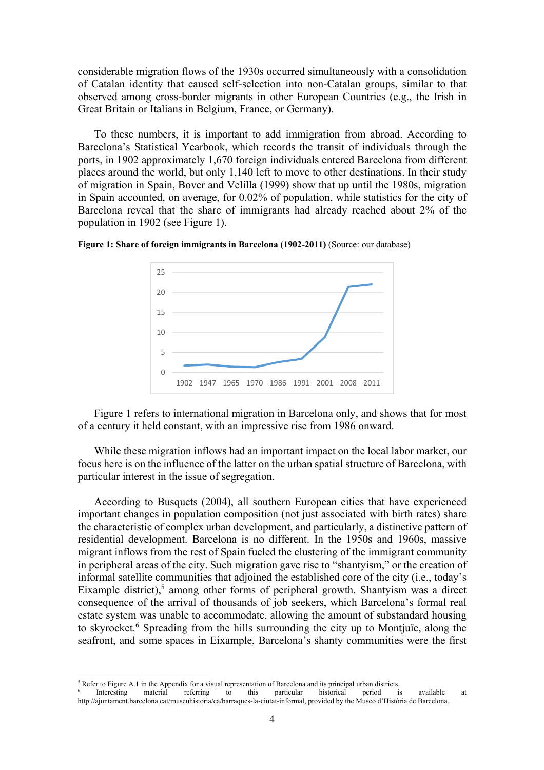considerable migration flows of the 1930s occurred simultaneously with a consolidation of Catalan identity that caused self-selection into non-Catalan groups, similar to that observed among cross-border migrants in other European Countries (e.g., the Irish in Great Britain or Italians in Belgium, France, or Germany).

To these numbers, it is important to add immigration from abroad. According to Barcelona's Statistical Yearbook, which records the transit of individuals through the ports, in 1902 approximately 1,670 foreign individuals entered Barcelona from different places around the world, but only 1,140 left to move to other destinations. In their study of migration in Spain, Bover and Velilla (1999) show that up until the 1980s, migration in Spain accounted, on average, for 0.02% of population, while statistics for the city of Barcelona reveal that the share of immigrants had already reached about 2% of the population in 1902 (see Figure 1).

**Figure 1: Share of foreign immigrants in Barcelona (1902-2011)** (Source: our database)

Figure 1 refers to international migration in Barcelona only, and shows that for most of a century it held constant, with an impressive rise from 1986 onward.

While these migration inflows had an important impact on the local labor market, our focus here is on the influence of the latter on the urban spatial structure of Barcelona, with particular interest in the issue of segregation.

According to Busquets (2004), all southern European cities that have experienced important changes in population composition (not just associated with birth rates) share the characteristic of complex urban development, and particularly, a distinctive pattern of residential development. Barcelona is no different. In the 1950s and 1960s, massive migrant inflows from the rest of Spain fueled the clustering of the immigrant community in peripheral areas of the city. Such migration gave rise to "shantyism," or the creation of informal satellite communities that adjoined the established core of the city (i.e., today's Eixample district),[5] among other forms of peripheral growth. Shantyism was a direct consequence of the arrival of thousands of job seekers, which Barcelona's formal real estate system was unable to accommodate, allowing the amount of substandard housing to skyrocket.[6] Spreading from the hills surrounding the city up to Montjuïc, along the seafront, and some spaces in Eixample, Barcelona's shanty communities were the first

[5] Refer to Figure A.1 in the Appendix for a visual representation of Barcelona and its principal urban districts.

[6] Interesting material referring to this particular historical period is available at http://ajuntament.barcelona.cat/museuhistoria/ca/barraques-la-ciutat-informal, provided by the Museo d'Història de Barcelona.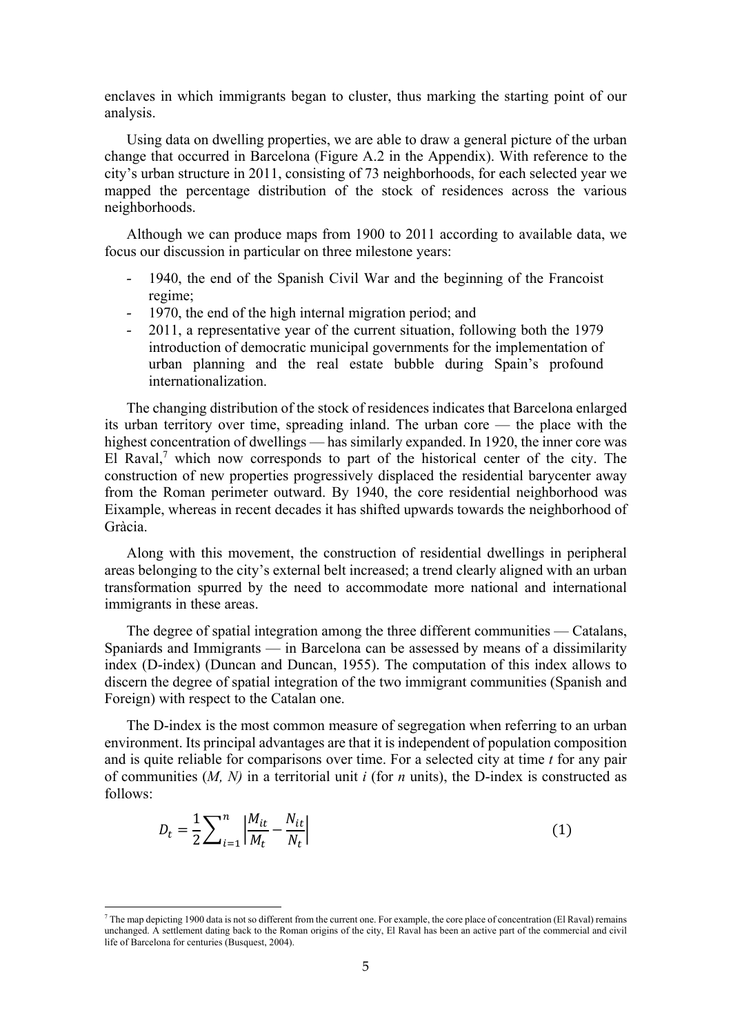enclaves in which immigrants began to cluster, thus marking the starting point of our analysis.

Using data on dwelling properties, we are able to draw a general picture of the urban change that occurred in Barcelona (Figure A.2 in the Appendix). With reference to the city's urban structure in 2011, consisting of 73 neighborhoods, for each selected year we mapped the percentage distribution of the stock of residences across the various neighborhoods.

Although we can produce maps from 1900 to 2011 according to available data, we focus our discussion in particular on three milestone years:

- 1940, the end of the Spanish Civil War and the beginning of the Francoist regime;
- 1970, the end of the high internal migration period; and
- 2011, a representative year of the current situation, following both the 1979 introduction of democratic municipal governments for the implementation of urban planning and the real estate bubble during Spain's profound internationalization.

The changing distribution of the stock of residences indicates that Barcelona enlarged its urban territory over time, spreading inland. The urban core — the place with the highest concentration of dwellings — has similarly expanded. In 1920, the inner core was El Raval,[7] which now corresponds to part of the historical center of the city. The construction of new properties progressively displaced the residential barycenter away from the Roman perimeter outward. By 1940, the core residential neighborhood was Eixample, whereas in recent decades it has shifted upwards towards the neighborhood of Gràcia.

Along with this movement, the construction of residential dwellings in peripheral areas belonging to the city's external belt increased; a trend clearly aligned with an urban transformation spurred by the need to accommodate more national and international immigrants in these areas.

The degree of spatial integration among the three different communities — Catalans, Spaniards and Immigrants — in Barcelona can be assessed by means of a dissimilarity index (D-index) (Duncan and Duncan, 1955). The computation of this index allows to discern the degree of spatial integration of the two immigrant communities (Spanish and Foreign) with respect to the Catalan one.

The D-index is the most common measure of segregation when referring to an urban environment. Its principal advantages are that it is independent of population composition and is quite reliable for comparisons over time. For a selected city at time $t$ for any pair of communities ($M, N$) in a territorial unit $i$ (for $n$ units), the D-index is constructed as follows:

$$D_t = \frac{1}{2}\sum_{i=1}^{n}\left|\frac{M_{it}}{M_t} - \frac{N_{it}}{N_t}\right| \tag{1}$$

[7] The map depicting 1900 data is not so different from the current one. For example, the core place of concentration (El Raval) remains unchanged. A settlement dating back to the Roman origins of the city, El Raval has been an active part of the commercial and civil life of Barcelona for centuries (Busquest, 2004).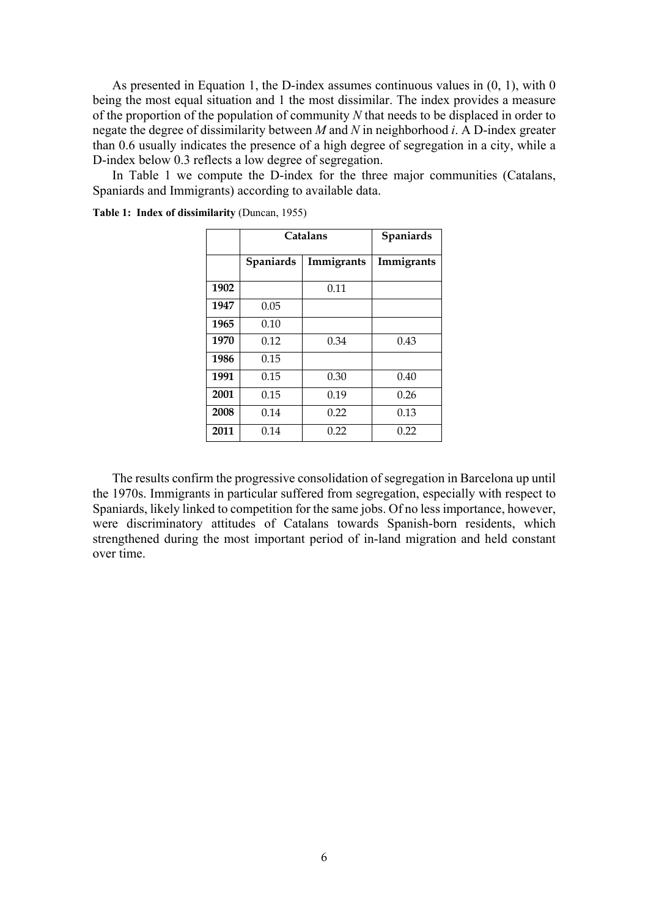As presented in Equation 1, the D-index assumes continuous values in (0, 1), with 0 being the most equal situation and 1 the most dissimilar. The index provides a measure of the proportion of the population of community $N$ that needs to be displaced in order to negate the degree of dissimilarity between $M$ and $N$ in neighborhood $i$. A D-index greater than 0.6 usually indicates the presence of a high degree of segregation in a city, while a D-index below 0.3 reflects a low degree of segregation.

In Table 1 we compute the D-index for the three major communities (Catalans, Spaniards and Immigrants) according to available data.

**Table 1: Index of dissimilarity** (Duncan, 1955)

| | **Catalans** | | **Spaniards** |
|---|---|---|---|
| | **Spaniards** | **Immigrants** | **Immigrants** |
| **1902** | | 0.11 | |
| **1947** | 0.05 | | |
| **1965** | 0.10 | | |
| **1970** | 0.12 | 0.34 | 0.43 |
| **1986** | 0.15 | | |
| **1991** | 0.15 | 0.30 | 0.40 |
| **2001** | 0.15 | 0.19 | 0.26 |
| **2008** | 0.14 | 0.22 | 0.13 |
| **2011** | 0.14 | 0.22 | 0.22 |

The results confirm the progressive consolidation of segregation in Barcelona up until the 1970s. Immigrants in particular suffered from segregation, especially with respect to Spaniards, likely linked to competition for the same jobs. Of no less importance, however, were discriminatory attitudes of Catalans towards Spanish-born residents, which strengthened during the most important period of in-land migration and held constant over time.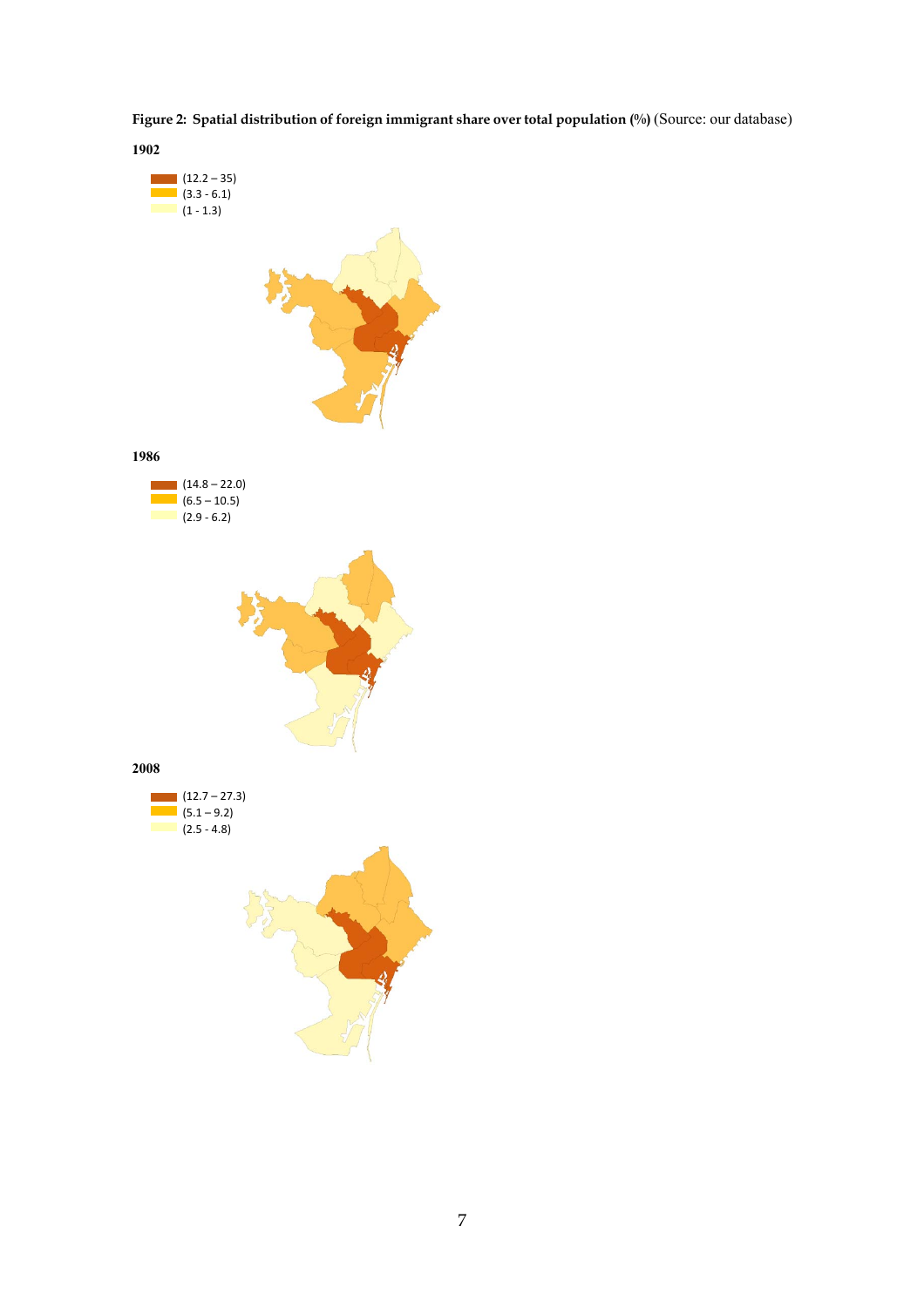**Figure 2: Spatial distribution of foreign immigrant share over total population (%)** (Source: our database)

**1902**

(12.2 – 35)
(3.3 - 6.1)
(1 - 1.3)

**1986**

(14.8 – 22.0)
(6.5 – 10.5)
(2.9 - 6.2)

**2008**

(12.7 – 27.3)
(5.1 – 9.2)
(2.5 - 4.8)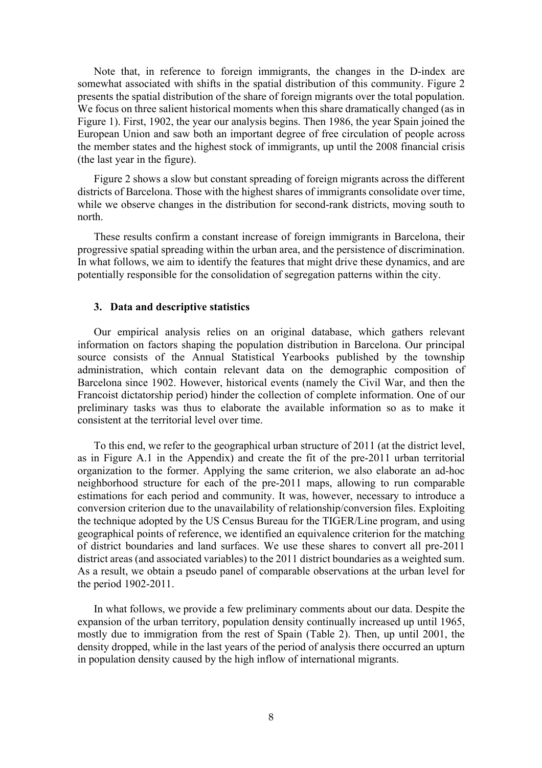Note that, in reference to foreign immigrants, the changes in the D-index are somewhat associated with shifts in the spatial distribution of this community. Figure 2 presents the spatial distribution of the share of foreign migrants over the total population. We focus on three salient historical moments when this share dramatically changed (as in Figure 1). First, 1902, the year our analysis begins. Then 1986, the year Spain joined the European Union and saw both an important degree of free circulation of people across the member states and the highest stock of immigrants, up until the 2008 financial crisis (the last year in the figure).

Figure 2 shows a slow but constant spreading of foreign migrants across the different districts of Barcelona. Those with the highest shares of immigrants consolidate over time, while we observe changes in the distribution for second-rank districts, moving south to north.

These results confirm a constant increase of foreign immigrants in Barcelona, their progressive spatial spreading within the urban area, and the persistence of discrimination. In what follows, we aim to identify the features that might drive these dynamics, and are potentially responsible for the consolidation of segregation patterns within the city.

## 3. Data and descriptive statistics

Our empirical analysis relies on an original database, which gathers relevant information on factors shaping the population distribution in Barcelona. Our principal source consists of the Annual Statistical Yearbooks published by the township administration, which contain relevant data on the demographic composition of Barcelona since 1902. However, historical events (namely the Civil War, and then the Francoist dictatorship period) hinder the collection of complete information. One of our preliminary tasks was thus to elaborate the available information so as to make it consistent at the territorial level over time.

To this end, we refer to the geographical urban structure of 2011 (at the district level, as in Figure A.1 in the Appendix) and create the fit of the pre-2011 urban territorial organization to the former. Applying the same criterion, we also elaborate an ad-hoc neighborhood structure for each of the pre-2011 maps, allowing to run comparable estimations for each period and community. It was, however, necessary to introduce a conversion criterion due to the unavailability of relationship/conversion files. Exploiting the technique adopted by the US Census Bureau for the TIGER/Line program, and using geographical points of reference, we identified an equivalence criterion for the matching of district boundaries and land surfaces. We use these shares to convert all pre-2011 district areas (and associated variables) to the 2011 district boundaries as a weighted sum. As a result, we obtain a pseudo panel of comparable observations at the urban level for the period 1902-2011.

In what follows, we provide a few preliminary comments about our data. Despite the expansion of the urban territory, population density continually increased up until 1965, mostly due to immigration from the rest of Spain (Table 2). Then, up until 2001, the density dropped, while in the last years of the period of analysis there occurred an upturn in population density caused by the high inflow of international migrants.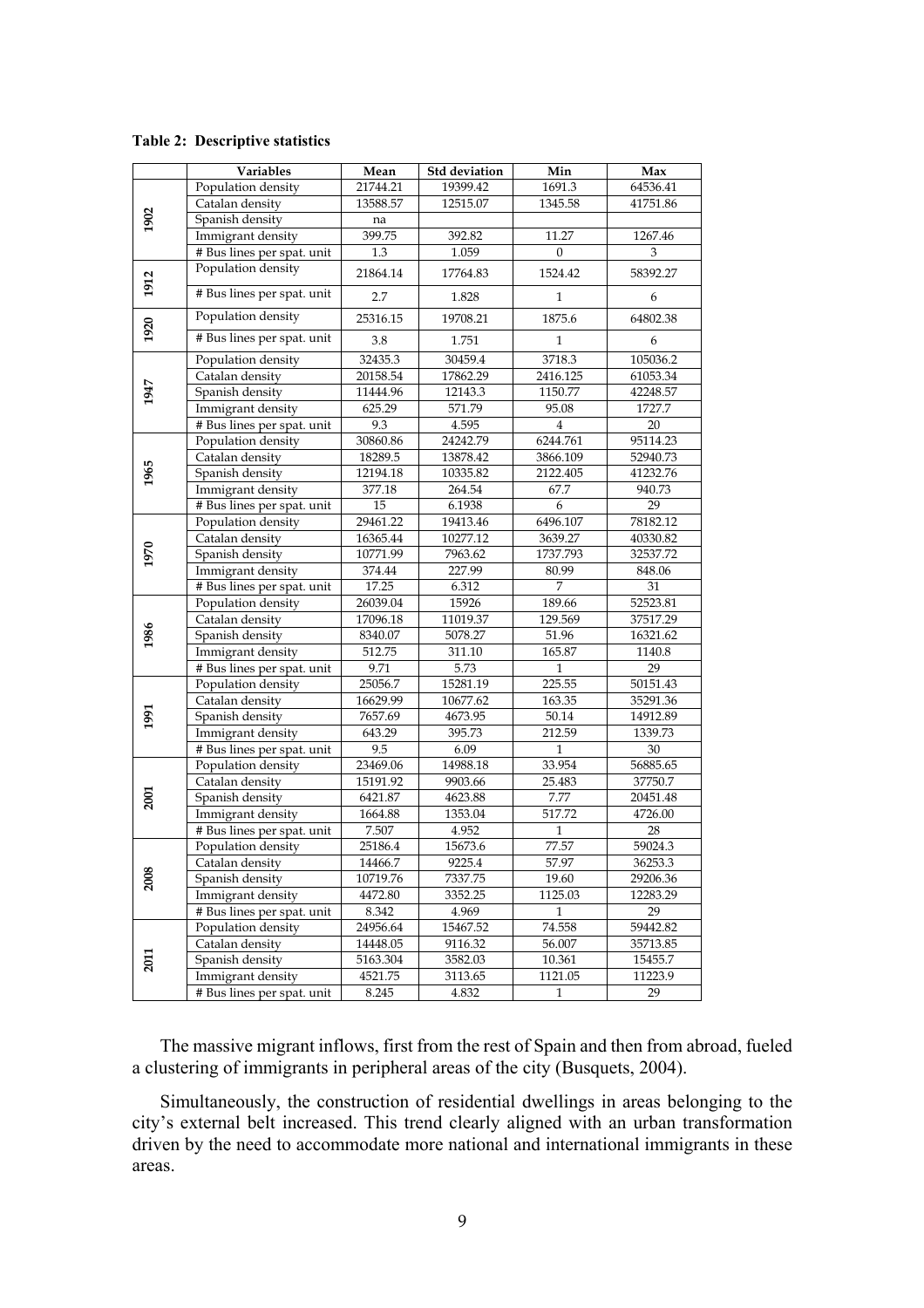**Table 2: Descriptive statistics**

| | Variables | Mean | Std deviation | Min | Max |
|---|---|---|---|---|---|
| 1902 | Population density | 21744.21 | 19399.42 | 1691.3 | 64536.41 |
| | Catalan density | 13588.57 | 12515.07 | 1345.58 | 41751.86 |
| | Spanish density | na | | | |
| | Immigrant density | 399.75 | 392.82 | 11.27 | 1267.46 |
| | # Bus lines per spat. unit | 1.3 | 1.059 | 0 | 3 |
| 1912 | Population density | 21864.14 | 17764.83 | 1524.42 | 58392.27 |
| | # Bus lines per spat. unit | 2.7 | 1.828 | 1 | 6 |
| 1920 | Population density | 25316.15 | 19708.21 | 1875.6 | 64802.38 |
| | # Bus lines per spat. unit | 3.8 | 1.751 | 1 | 6 |
| 1947 | Population density | 32435.3 | 30459.4 | 3718.3 | 105036.2 |
| | Catalan density | 20158.54 | 17862.29 | 2416.125 | 61053.34 |
| | Spanish density | 11444.96 | 12143.3 | 1150.77 | 42248.57 |
| | Immigrant density | 625.29 | 571.79 | 95.08 | 1727.7 |
| | # Bus lines per spat. unit | 9.3 | 4.595 | 4 | 20 |
| 1965 | Population density | 30860.86 | 24242.79 | 6244.761 | 95114.23 |
| | Catalan density | 18289.5 | 13878.42 | 3866.109 | 52940.73 |
| | Spanish density | 12194.18 | 10335.82 | 2122.405 | 41232.76 |
| | Immigrant density | 377.18 | 264.54 | 67.7 | 940.73 |
| | # Bus lines per spat. unit | 15 | 6.1938 | 6 | 29 |
| 1970 | Population density | 29461.22 | 19413.46 | 6496.107 | 78182.12 |
| | Catalan density | 16365.44 | 10277.12 | 3639.27 | 40330.82 |
| | Spanish density | 10771.99 | 7963.62 | 1737.793 | 32537.72 |
| | Immigrant density | 374.44 | 227.99 | 80.99 | 848.06 |
| | # Bus lines per spat. unit | 17.25 | 6.312 | 7 | 31 |
| 1986 | Population density | 26039.04 | 15926 | 189.66 | 52523.81 |
| | Catalan density | 17096.18 | 11019.37 | 129.569 | 37517.29 |
| | Spanish density | 8340.07 | 5078.27 | 51.96 | 16321.62 |
| | Immigrant density | 512.75 | 311.10 | 165.87 | 1140.8 |
| | # Bus lines per spat. unit | 9.71 | 5.73 | 1 | 29 |
| 1991 | Population density | 25056.7 | 15281.19 | 225.55 | 50151.43 |
| | Catalan density | 16629.99 | 10677.62 | 163.35 | 35291.36 |
| | Spanish density | 7657.69 | 4673.95 | 50.14 | 14912.89 |
| | Immigrant density | 643.29 | 395.73 | 212.59 | 1339.73 |
| | # Bus lines per spat. unit | 9.5 | 6.09 | 1 | 30 |
| 2001 | Population density | 23469.06 | 14988.18 | 33.954 | 56885.65 |
| | Catalan density | 15191.92 | 9903.66 | 25.483 | 37750.7 |
| | Spanish density | 6421.87 | 4623.88 | 7.77 | 20451.48 |
| | Immigrant density | 1664.88 | 1353.04 | 517.72 | 4726.00 |
| | # Bus lines per spat. unit | 7.507 | 4.952 | 1 | 28 |
| 2008 | Population density | 25186.4 | 15673.6 | 77.57 | 59024.3 |
| | Catalan density | 14466.7 | 9225.4 | 57.97 | 36253.3 |
| | Spanish density | 10719.76 | 7337.75 | 19.60 | 29206.36 |
| | Immigrant density | 4472.80 | 3352.25 | 1125.03 | 12283.29 |
| | # Bus lines per spat. unit | 8.342 | 4.969 | 1 | 29 |
| 2011 | Population density | 24956.64 | 15467.52 | 74.558 | 59442.82 |
| | Catalan density | 14448.05 | 9116.32 | 56.007 | 35713.85 |
| | Spanish density | 5163.304 | 3582.03 | 10.361 | 15455.7 |
| | Immigrant density | 4521.75 | 3113.65 | 1121.05 | 11223.9 |
| | # Bus lines per spat. unit | 8.245 | 4.832 | 1 | 29 |

The massive migrant inflows, first from the rest of Spain and then from abroad, fueled a clustering of immigrants in peripheral areas of the city (Busquets, 2004).

Simultaneously, the construction of residential dwellings in areas belonging to the city's external belt increased. This trend clearly aligned with an urban transformation driven by the need to accommodate more national and international immigrants in these areas.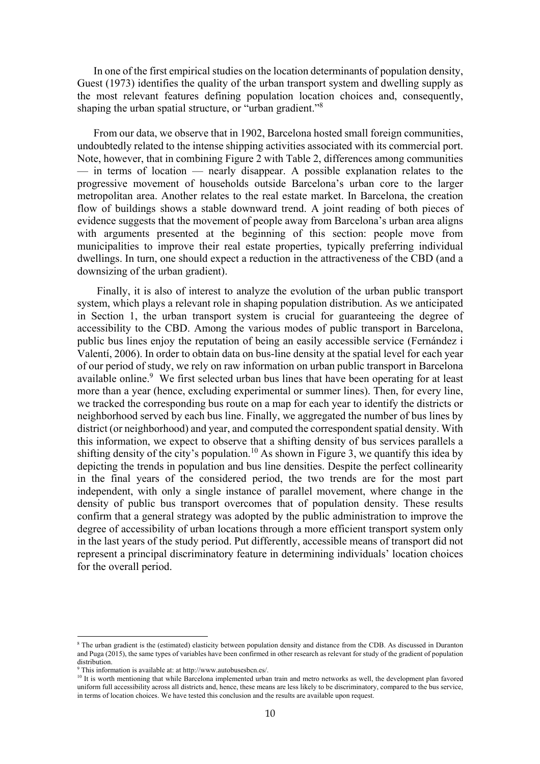In one of the first empirical studies on the location determinants of population density, Guest (1973) identifies the quality of the urban transport system and dwelling supply as the most relevant features defining population location choices and, consequently, shaping the urban spatial structure, or "urban gradient."[8]

From our data, we observe that in 1902, Barcelona hosted small foreign communities, undoubtedly related to the intense shipping activities associated with its commercial port. Note, however, that in combining Figure 2 with Table 2, differences among communities — in terms of location — nearly disappear. A possible explanation relates to the progressive movement of households outside Barcelona's urban core to the larger metropolitan area. Another relates to the real estate market. In Barcelona, the creation flow of buildings shows a stable downward trend. A joint reading of both pieces of evidence suggests that the movement of people away from Barcelona's urban area aligns with arguments presented at the beginning of this section: people move from municipalities to improve their real estate properties, typically preferring individual dwellings. In turn, one should expect a reduction in the attractiveness of the CBD (and a downsizing of the urban gradient).

Finally, it is also of interest to analyze the evolution of the urban public transport system, which plays a relevant role in shaping population distribution. As we anticipated in Section 1, the urban transport system is crucial for guaranteeing the degree of accessibility to the CBD. Among the various modes of public transport in Barcelona, public bus lines enjoy the reputation of being an easily accessible service (Fernández i Valentí, 2006). In order to obtain data on bus-line density at the spatial level for each year of our period of study, we rely on raw information on urban public transport in Barcelona available online.[9] We first selected urban bus lines that have been operating for at least more than a year (hence, excluding experimental or summer lines). Then, for every line, we tracked the corresponding bus route on a map for each year to identify the districts or neighborhood served by each bus line. Finally, we aggregated the number of bus lines by district (or neighborhood) and year, and computed the correspondent spatial density. With this information, we expect to observe that a shifting density of bus services parallels a shifting density of the city's population.[10] As shown in Figure 3, we quantify this idea by depicting the trends in population and bus line densities. Despite the perfect collinearity in the final years of the considered period, the two trends are for the most part independent, with only a single instance of parallel movement, where change in the density of public bus transport overcomes that of population density. These results confirm that a general strategy was adopted by the public administration to improve the degree of accessibility of urban locations through a more efficient transport system only in the last years of the study period. Put differently, accessible means of transport did not represent a principal discriminatory feature in determining individuals' location choices for the overall period.

---

[8] The urban gradient is the (estimated) elasticity between population density and distance from the CDB. As discussed in Duranton and Puga (2015), the same types of variables have been confirmed in other research as relevant for study of the gradient of population distribution.

[9] This information is available at: at http://www.autobusesbcn.es/.

[10] It is worth mentioning that while Barcelona implemented urban train and metro networks as well, the development plan favored uniform full accessibility across all districts and, hence, these means are less likely to be discriminatory, compared to the bus service, in terms of location choices. We have tested this conclusion and the results are available upon request.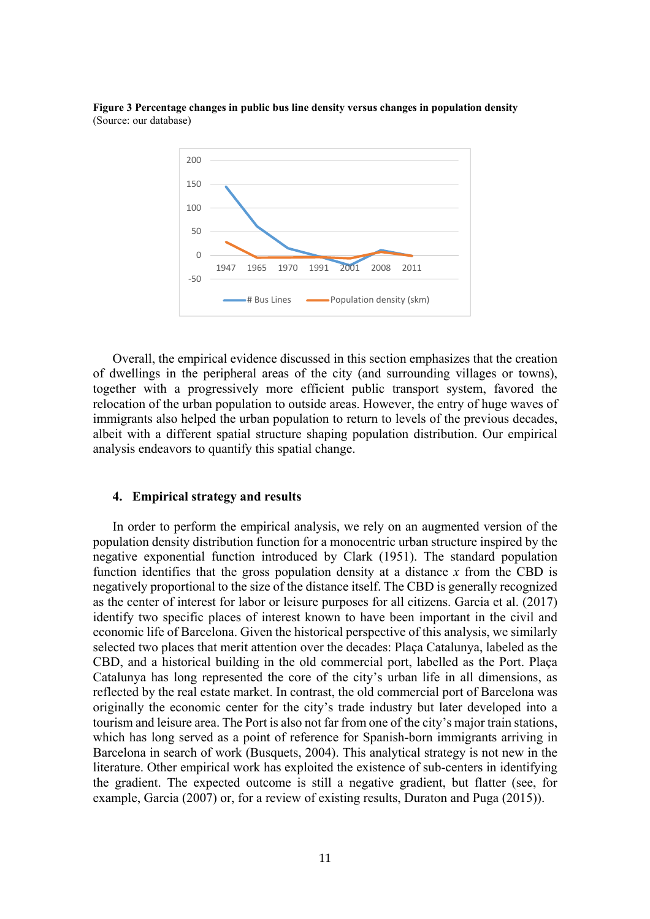**Figure 3 Percentage changes in public bus line density versus changes in population density**
(Source: our database)

Overall, the empirical evidence discussed in this section emphasizes that the creation of dwellings in the peripheral areas of the city (and surrounding villages or towns), together with a progressively more efficient public transport system, favored the relocation of the urban population to outside areas. However, the entry of huge waves of immigrants also helped the urban population to return to levels of the previous decades, albeit with a different spatial structure shaping population distribution. Our empirical analysis endeavors to quantify this spatial change.

## 4. Empirical strategy and results

In order to perform the empirical analysis, we rely on an augmented version of the population density distribution function for a monocentric urban structure inspired by the negative exponential function introduced by Clark (1951). The standard population function identifies that the gross population density at a distance $x$ from the CBD is negatively proportional to the size of the distance itself. The CBD is generally recognized as the center of interest for labor or leisure purposes for all citizens. Garcia et al. (2017) identify two specific places of interest known to have been important in the civil and economic life of Barcelona. Given the historical perspective of this analysis, we similarly selected two places that merit attention over the decades: Plaça Catalunya, labeled as the CBD, and a historical building in the old commercial port, labelled as the Port. Plaça Catalunya has long represented the core of the city's urban life in all dimensions, as reflected by the real estate market. In contrast, the old commercial port of Barcelona was originally the economic center for the city's trade industry but later developed into a tourism and leisure area. The Port is also not far from one of the city's major train stations, which has long served as a point of reference for Spanish-born immigrants arriving in Barcelona in search of work (Busquets, 2004). This analytical strategy is not new in the literature. Other empirical work has exploited the existence of sub-centers in identifying the gradient. The expected outcome is still a negative gradient, but flatter (see, for example, Garcia (2007) or, for a review of existing results, Duraton and Puga (2015)).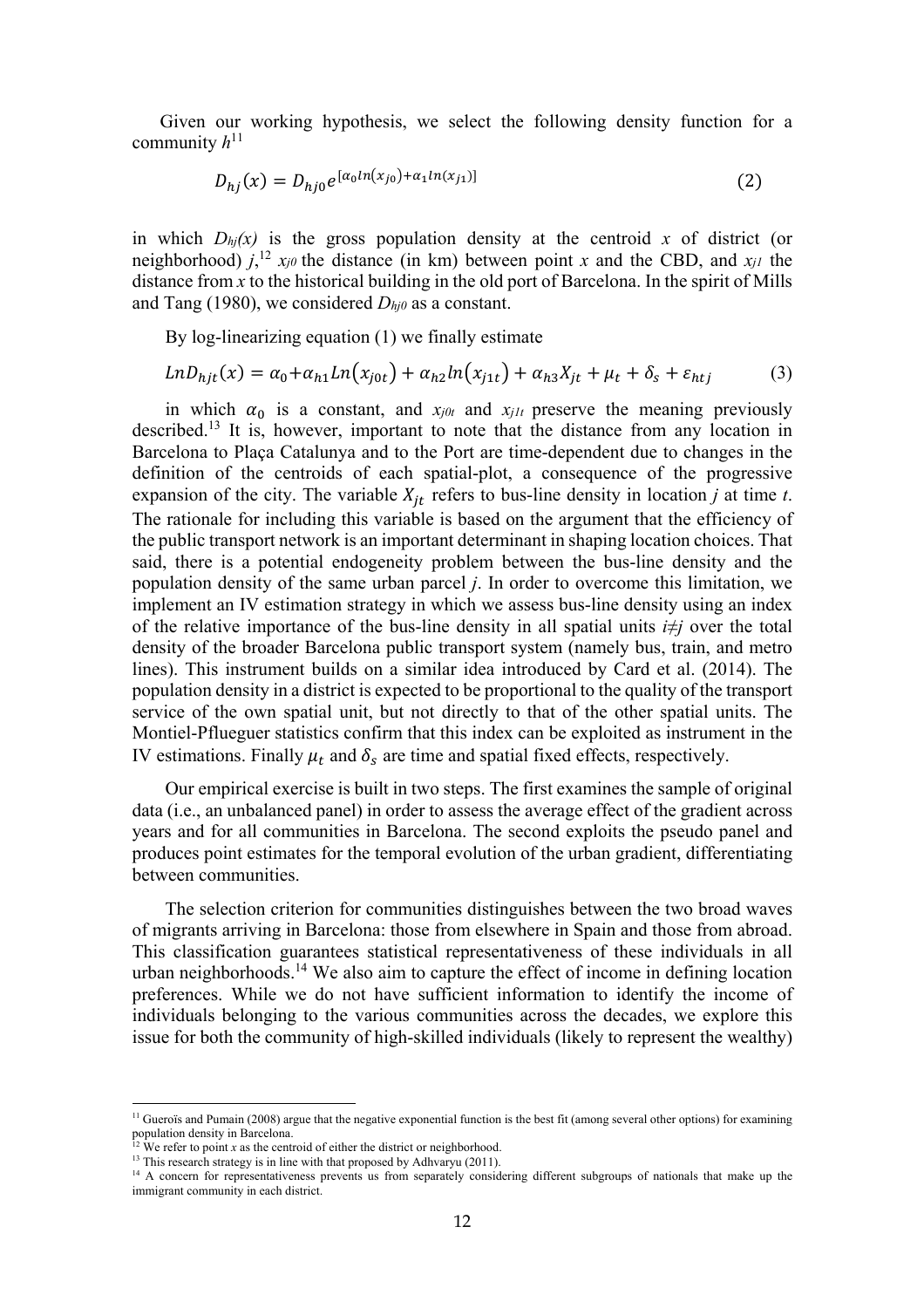Given our working hypothesis, we select the following density function for a community $h$[11]

$$D_{hj}(x) = D_{hj0} e^{[\alpha_0 ln(x_{j0}) + \alpha_1 ln(x_{j1})]} \tag{2}$$

in which $D_{hj}(x)$ is the gross population density at the centroid $x$ of district (or neighborhood) $j$,[12] $x_{j0}$ the distance (in km) between point $x$ and the CBD, and $x_{j1}$ the distance from $x$ to the historical building in the old port of Barcelona. In the spirit of Mills and Tang (1980), we considered $D_{hj0}$ as a constant.

By log-linearizing equation (1) we finally estimate

$$LnD_{hjt}(x) = \alpha_0 + \alpha_{h1} Ln(x_{j0t}) + \alpha_{h2} ln(x_{j1t}) + \alpha_{h3} X_{jt} + \mu_t + \delta_s + \varepsilon_{htj} \tag{3}$$

in which $\alpha_0$ is a constant, and $x_{j0t}$ and $x_{j1t}$ preserve the meaning previously described.[13] It is, however, important to note that the distance from any location in Barcelona to Plaça Catalunya and to the Port are time-dependent due to changes in the definition of the centroids of each spatial-plot, a consequence of the progressive expansion of the city. The variable $X_{jt}$ refers to bus-line density in location $j$ at time $t$. The rationale for including this variable is based on the argument that the efficiency of the public transport network is an important determinant in shaping location choices. That said, there is a potential endogeneity problem between the bus-line density and the population density of the same urban parcel $j$. In order to overcome this limitation, we implement an IV estimation strategy in which we assess bus-line density using an index of the relative importance of the bus-line density in all spatial units $i \neq j$ over the total density of the broader Barcelona public transport system (namely bus, train, and metro lines). This instrument builds on a similar idea introduced by Card et al. (2014). The population density in a district is expected to be proportional to the quality of the transport service of the own spatial unit, but not directly to that of the other spatial units. The Montiel-Pflueguer statistics confirm that this index can be exploited as instrument in the IV estimations. Finally $\mu_t$ and $\delta_s$ are time and spatial fixed effects, respectively.

Our empirical exercise is built in two steps. The first examines the sample of original data (i.e., an unbalanced panel) in order to assess the average effect of the gradient across years and for all communities in Barcelona. The second exploits the pseudo panel and produces point estimates for the temporal evolution of the urban gradient, differentiating between communities.

The selection criterion for communities distinguishes between the two broad waves of migrants arriving in Barcelona: those from elsewhere in Spain and those from abroad. This classification guarantees statistical representativeness of these individuals in all urban neighborhoods.[14] We also aim to capture the effect of income in defining location preferences. While we do not have sufficient information to identify the income of individuals belonging to the various communities across the decades, we explore this issue for both the community of high-skilled individuals (likely to represent the wealthy)

---

[11] Gueroïs and Pumain (2008) argue that the negative exponential function is the best fit (among several other options) for examining population density in Barcelona.

[12] We refer to point $x$ as the centroid of either the district or neighborhood.

[13] This research strategy is in line with that proposed by Adhvaryu (2011).

[14] A concern for representativeness prevents us from separately considering different subgroups of nationals that make up the immigrant community in each district.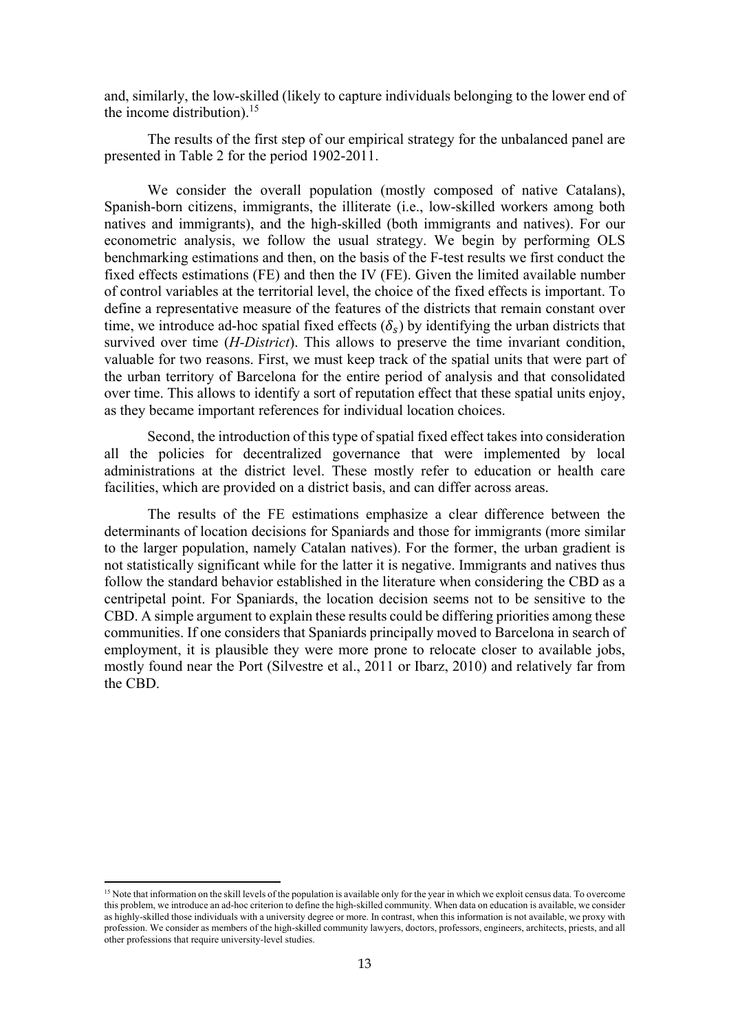and, similarly, the low-skilled (likely to capture individuals belonging to the lower end of the income distribution).[15]

The results of the first step of our empirical strategy for the unbalanced panel are presented in Table 2 for the period 1902-2011.

We consider the overall population (mostly composed of native Catalans), Spanish-born citizens, immigrants, the illiterate (i.e., low-skilled workers among both natives and immigrants), and the high-skilled (both immigrants and natives). For our econometric analysis, we follow the usual strategy. We begin by performing OLS benchmarking estimations and then, on the basis of the F-test results we first conduct the fixed effects estimations (FE) and then the IV (FE). Given the limited available number of control variables at the territorial level, the choice of the fixed effects is important. To define a representative measure of the features of the districts that remain constant over time, we introduce ad-hoc spatial fixed effects ($\delta_s$) by identifying the urban districts that survived over time (*H-District*). This allows to preserve the time invariant condition, valuable for two reasons. First, we must keep track of the spatial units that were part of the urban territory of Barcelona for the entire period of analysis and that consolidated over time. This allows to identify a sort of reputation effect that these spatial units enjoy, as they became important references for individual location choices.

Second, the introduction of this type of spatial fixed effect takes into consideration all the policies for decentralized governance that were implemented by local administrations at the district level. These mostly refer to education or health care facilities, which are provided on a district basis, and can differ across areas.

The results of the FE estimations emphasize a clear difference between the determinants of location decisions for Spaniards and those for immigrants (more similar to the larger population, namely Catalan natives). For the former, the urban gradient is not statistically significant while for the latter it is negative. Immigrants and natives thus follow the standard behavior established in the literature when considering the CBD as a centripetal point. For Spaniards, the location decision seems not to be sensitive to the CBD. A simple argument to explain these results could be differing priorities among these communities. If one considers that Spaniards principally moved to Barcelona in search of employment, it is plausible they were more prone to relocate closer to available jobs, mostly found near the Port (Silvestre et al., 2011 or Ibarz, 2010) and relatively far from the CBD.

[15] Note that information on the skill levels of the population is available only for the year in which we exploit census data. To overcome this problem, we introduce an ad-hoc criterion to define the high-skilled community. When data on education is available, we consider as highly-skilled those individuals with a university degree or more. In contrast, when this information is not available, we proxy with profession. We consider as members of the high-skilled community lawyers, doctors, professors, engineers, architects, priests, and all other professions that require university-level studies.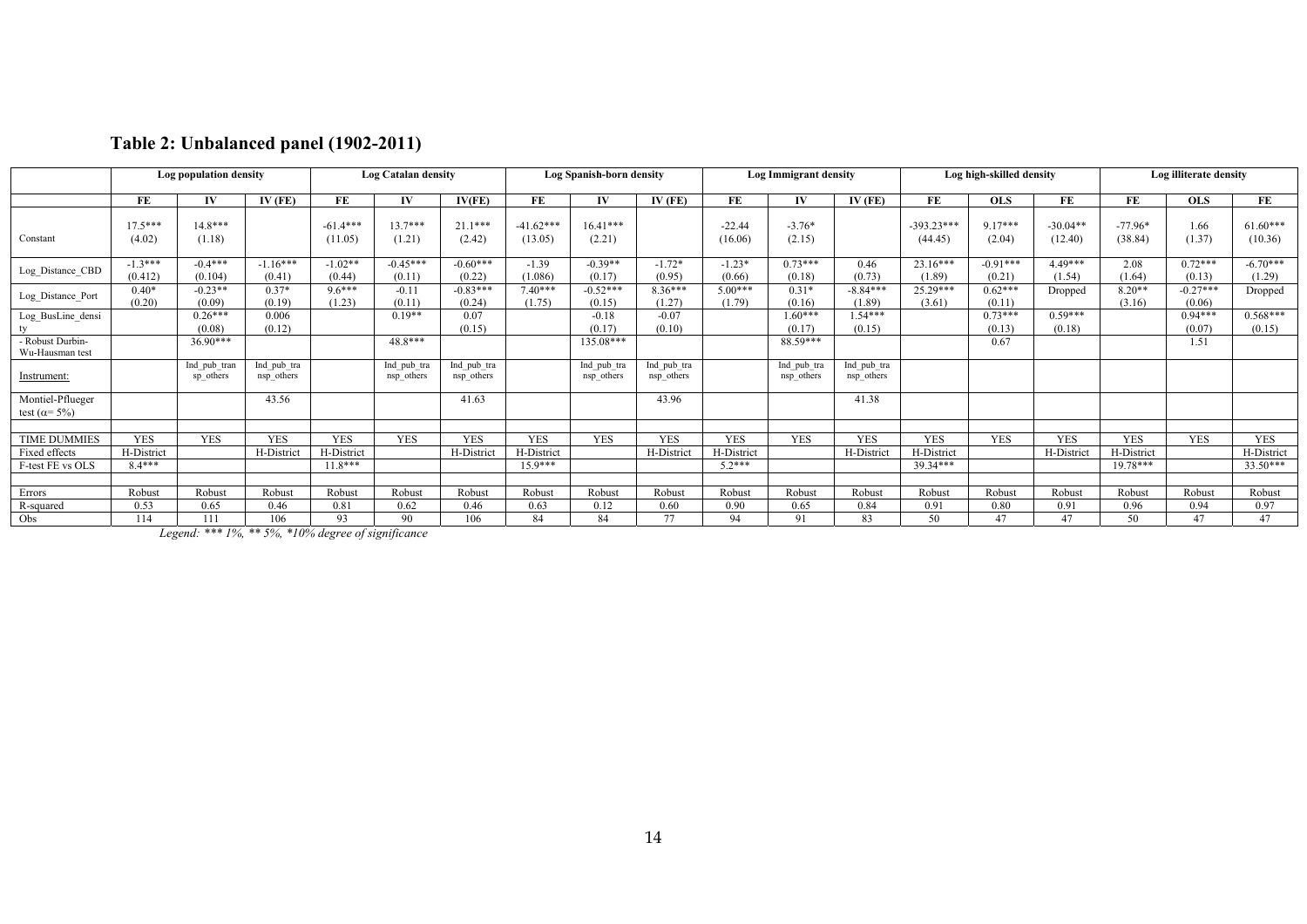## Table 2: Unbalanced panel (1902-2011)

| | Log population density | | | Log Catalan density | | | Log Spanish-born density | | | Log Immigrant density | | | Log high-skilled density | | | Log illiterate density | | |
|---|---|---|---|---|---|---|---|---|---|---|---|---|---|---|---|---|---|---|
| | FE | IV | IV (FE) | FE | IV | IV(FE) | FE | IV | IV (FE) | FE | IV | IV (FE) | FE | OLS | FE | FE | OLS | FE |
| Constant | 17.5*** (4.02) | 14.8*** (1.18) | | -61.4*** (11.05) | 13.7*** (1.21) | 21.1*** (2.42) | -41.62*** (13.05) | 16.41*** (2.21) | | -22.44 (16.06) | -3.76* (2.15) | | -393.23*** (44.45) | 9.17*** (2.04) | -30.04** (12.40) | -77.96* (38.84) | 1.66 (1.37) | 61.60*** (10.36) |
| Log_Distance_CBD | -1.3*** (0.412) | -0.4*** (0.104) | -1.16*** (0.41) | -1.02** (0.44) | -0.45*** (0.11) | -0.60*** (0.22) | -1.39 (1.086) | -0.39** (0.17) | -1.72* (0.95) | -1.23* (0.66) | 0.73*** (0.18) | 0.46 (0.73) | 23.16*** (1.89) | -0.91*** (0.21) | 4.49*** (1.54) | 2.08 (1.64) | 0.72*** (0.13) | -6.70*** (1.29) |
| Log_Distance_Port | 0.40* (0.20) | -0.23** (0.09) | 0.37* (0.19) | 9.6*** (1.23) | -0.11 (0.11) | -0.83*** (0.24) | 7.40*** (1.75) | -0.52*** (0.15) | 8.36*** (1.27) | 5.00*** (1.79) | 0.31* (0.16) | -8.84*** (1.89) | 25.29*** (3.61) | 0.62*** (0.11) | Dropped | 8.20** (3.16) | -0.27*** (0.06) | Dropped |
| Log_BusLine_density | | 0.26*** (0.08) | 0.006 (0.12) | | 0.19** | 0.07 (0.15) | | -0.18 (0.17) | -0.07 (0.10) | | 1.60*** (0.17) | 1.54*** (0.15) | | 0.73*** (0.13) | 0.59*** (0.18) | | 0.94*** (0.07) | 0.568*** (0.15) |
| - Robust Durbin-Wu-Hausman test | | 36.90*** | | | 48.8*** | | | 135.08*** | | | 88.59*** | | | 0.67 | | | 1.51 | |
| Instrument: | | Ind_pub_transp_others | Ind_pub_transp_others | | Ind_pub_transp_others | Ind_pub_transp_others | | Ind_pub_transp_others | Ind_pub_transp_others | | Ind_pub_transp_others | Ind_pub_transp_others | | | | | | |
| Montiel-Pflueger test ($\alpha$= 5%) | | | 43.56 | | | 41.63 | | | 43.96 | | | 41.38 | | | | | | |
| | | | | | | | | | | | | | | | | | | |
| TIME DUMMIES | YES | YES | YES | YES | YES | YES | YES | YES | YES | YES | YES | YES | YES | YES | YES | YES | YES | YES |
| Fixed effects | H-District | | H-District | H-District | | H-District | H-District | | H-District | H-District | | H-District | H-District | | H-District | H-District | | H-District |
| F-test FE vs OLS | 8.4*** | | | 11.8*** | | | 15.9*** | | | 5.2*** | | | 39.34*** | | | 19.78*** | | 33.50*** |
| | | | | | | | | | | | | | | | | | | |
| Errors | Robust | Robust | Robust | Robust | Robust | Robust | Robust | Robust | Robust | Robust | Robust | Robust | Robust | Robust | Robust | Robust | Robust | Robust |
| R-squared | 0.53 | 0.65 | 0.46 | 0.81 | 0.62 | 0.46 | 0.63 | 0.12 | 0.60 | 0.90 | 0.65 | 0.84 | 0.91 | 0.80 | 0.91 | 0.96 | 0.94 | 0.97 |
| Obs | 114 | 111 | 106 | 93 | 90 | 106 | 84 | 84 | 77 | 94 | 91 | 83 | 50 | 47 | 47 | 50 | 47 | 47 |

*Legend: *** 1%, ** 5%, *10% degree of significance*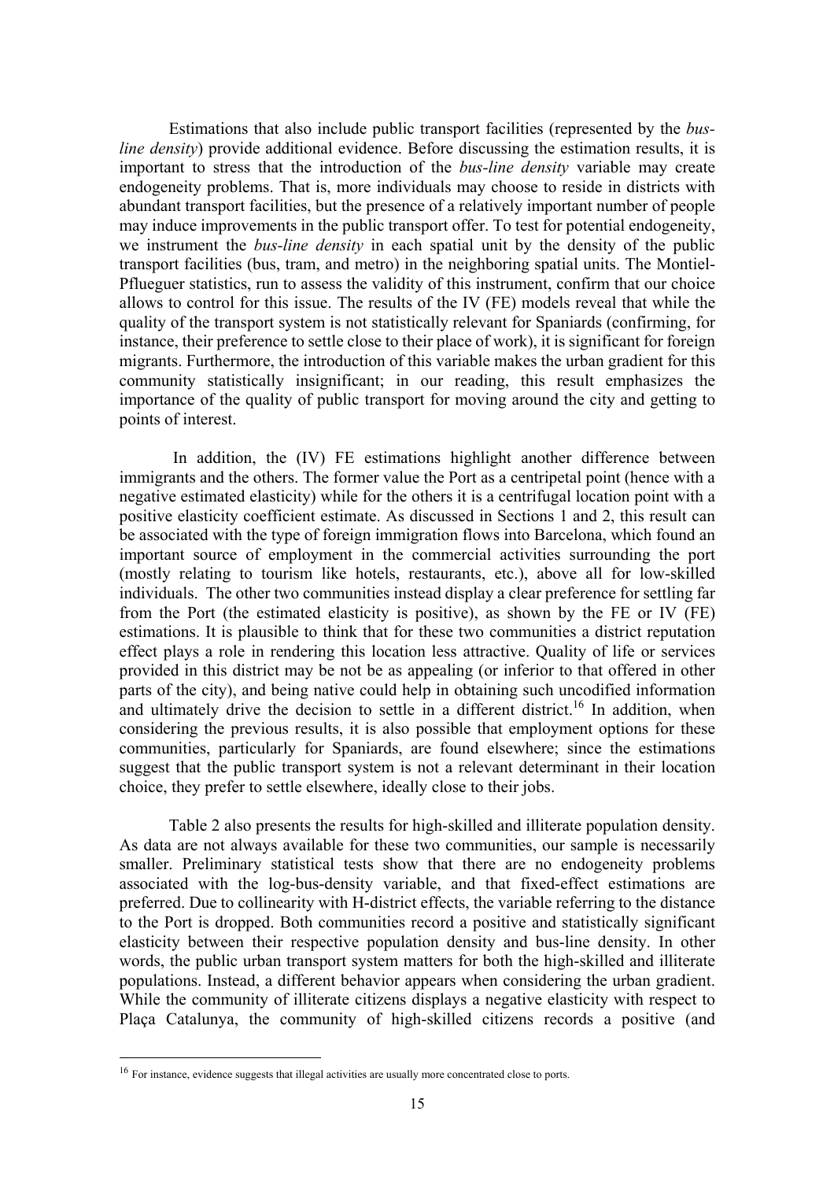Estimations that also include public transport facilities (represented by the *bus-line density*) provide additional evidence. Before discussing the estimation results, it is important to stress that the introduction of the *bus-line density* variable may create endogeneity problems. That is, more individuals may choose to reside in districts with abundant transport facilities, but the presence of a relatively important number of people may induce improvements in the public transport offer. To test for potential endogeneity, we instrument the *bus-line density* in each spatial unit by the density of the public transport facilities (bus, tram, and metro) in the neighboring spatial units. The Montiel-Pflueguer statistics, run to assess the validity of this instrument, confirm that our choice allows to control for this issue. The results of the IV (FE) models reveal that while the quality of the transport system is not statistically relevant for Spaniards (confirming, for instance, their preference to settle close to their place of work), it is significant for foreign migrants. Furthermore, the introduction of this variable makes the urban gradient for this community statistically insignificant; in our reading, this result emphasizes the importance of the quality of public transport for moving around the city and getting to points of interest.

In addition, the (IV) FE estimations highlight another difference between immigrants and the others. The former value the Port as a centripetal point (hence with a negative estimated elasticity) while for the others it is a centrifugal location point with a positive elasticity coefficient estimate. As discussed in Sections 1 and 2, this result can be associated with the type of foreign immigration flows into Barcelona, which found an important source of employment in the commercial activities surrounding the port (mostly relating to tourism like hotels, restaurants, etc.), above all for low-skilled individuals. The other two communities instead display a clear preference for settling far from the Port (the estimated elasticity is positive), as shown by the FE or IV (FE) estimations. It is plausible to think that for these two communities a district reputation effect plays a role in rendering this location less attractive. Quality of life or services provided in this district may be not be as appealing (or inferior to that offered in other parts of the city), and being native could help in obtaining such uncodified information and ultimately drive the decision to settle in a different district.[16] In addition, when considering the previous results, it is also possible that employment options for these communities, particularly for Spaniards, are found elsewhere; since the estimations suggest that the public transport system is not a relevant determinant in their location choice, they prefer to settle elsewhere, ideally close to their jobs.

Table 2 also presents the results for high-skilled and illiterate population density. As data are not always available for these two communities, our sample is necessarily smaller. Preliminary statistical tests show that there are no endogeneity problems associated with the log-bus-density variable, and that fixed-effect estimations are preferred. Due to collinearity with H-district effects, the variable referring to the distance to the Port is dropped. Both communities record a positive and statistically significant elasticity between their respective population density and bus-line density. In other words, the public urban transport system matters for both the high-skilled and illiterate populations. Instead, a different behavior appears when considering the urban gradient. While the community of illiterate citizens displays a negative elasticity with respect to Plaça Catalunya, the community of high-skilled citizens records a positive (and

[16] For instance, evidence suggests that illegal activities are usually more concentrated close to ports.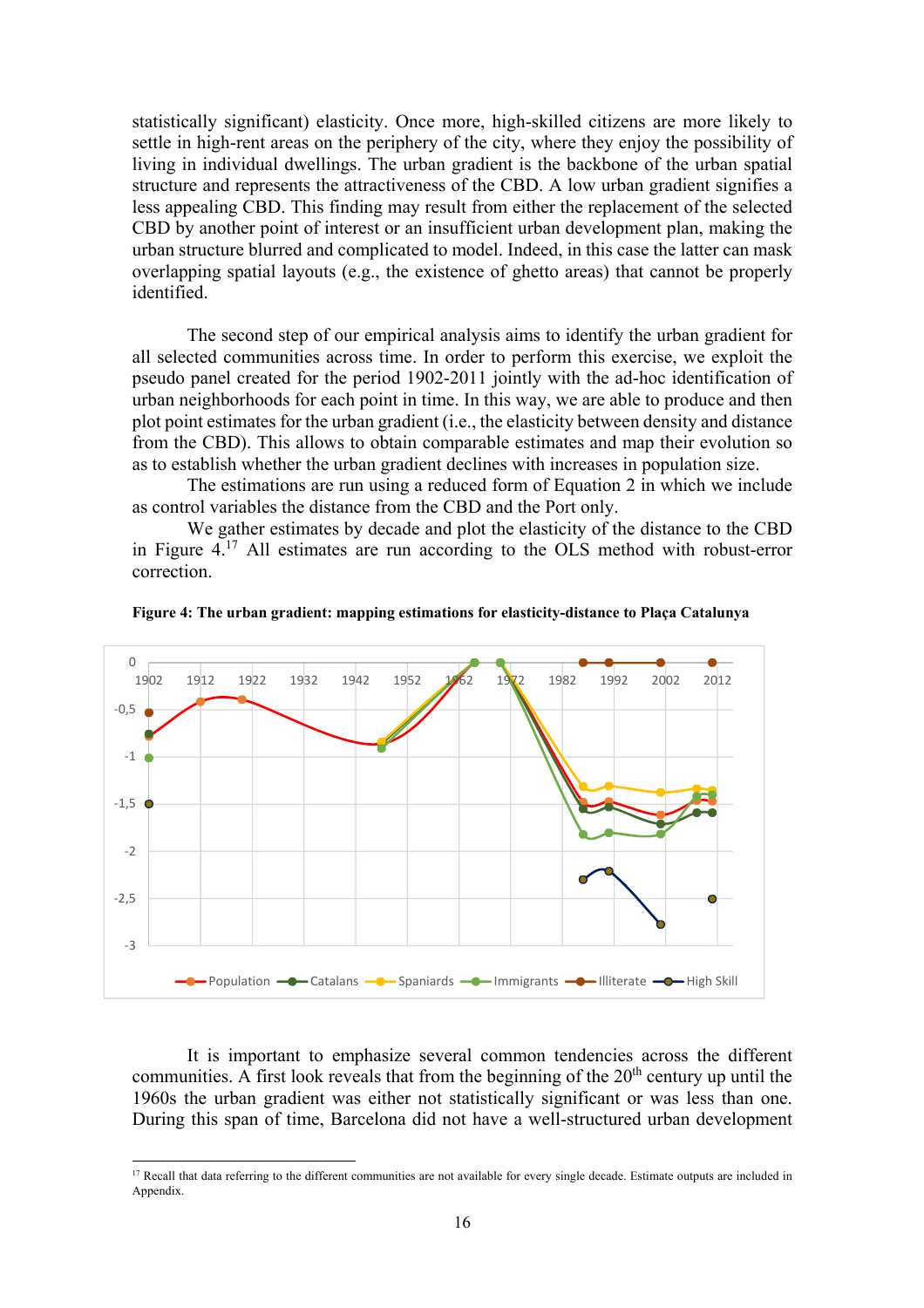statistically significant) elasticity. Once more, high-skilled citizens are more likely to settle in high-rent areas on the periphery of the city, where they enjoy the possibility of living in individual dwellings. The urban gradient is the backbone of the urban spatial structure and represents the attractiveness of the CBD. A low urban gradient signifies a less appealing CBD. This finding may result from either the replacement of the selected CBD by another point of interest or an insufficient urban development plan, making the urban structure blurred and complicated to model. Indeed, in this case the latter can mask overlapping spatial layouts (e.g., the existence of ghetto areas) that cannot be properly identified.

The second step of our empirical analysis aims to identify the urban gradient for all selected communities across time. In order to perform this exercise, we exploit the pseudo panel created for the period 1902-2011 jointly with the ad-hoc identification of urban neighborhoods for each point in time. In this way, we are able to produce and then plot point estimates for the urban gradient (i.e., the elasticity between density and distance from the CBD). This allows to obtain comparable estimates and map their evolution so as to establish whether the urban gradient declines with increases in population size.

The estimations are run using a reduced form of Equation 2 in which we include as control variables the distance from the CBD and the Port only.

We gather estimates by decade and plot the elasticity of the distance to the CBD in Figure 4.[17] All estimates are run according to the OLS method with robust-error correction.

**Figure 4: The urban gradient: mapping estimations for elasticity-distance to Plaça Catalunya**

It is important to emphasize several common tendencies across the different communities. A first look reveals that from the beginning of the 20th century up until the 1960s the urban gradient was either not statistically significant or was less than one. During this span of time, Barcelona did not have a well-structured urban development

[17] Recall that data referring to the different communities are not available for every single decade. Estimate outputs are included in Appendix.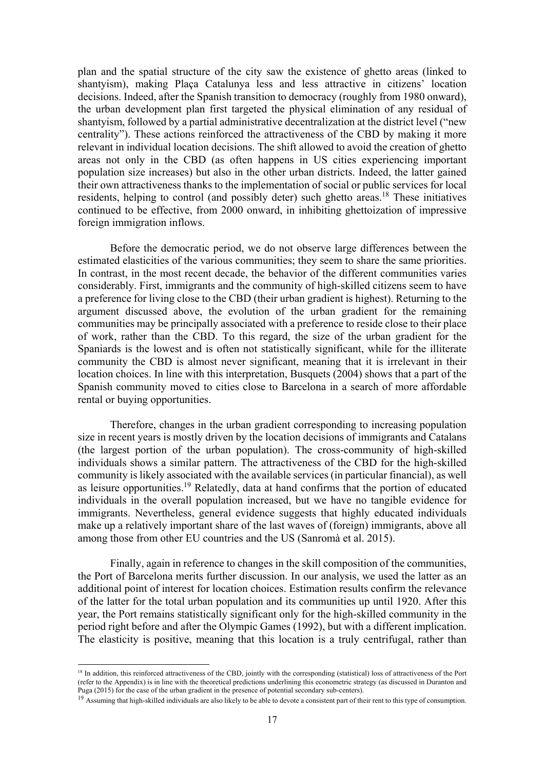plan and the spatial structure of the city saw the existence of ghetto areas (linked to shantyism), making Plaça Catalunya less and less attractive in citizens' location decisions. Indeed, after the Spanish transition to democracy (roughly from 1980 onward), the urban development plan first targeted the physical elimination of any residual of shantyism, followed by a partial administrative decentralization at the district level ("new centrality"). These actions reinforced the attractiveness of the CBD by making it more relevant in individual location decisions. The shift allowed to avoid the creation of ghetto areas not only in the CBD (as often happens in US cities experiencing important population size increases) but also in the other urban districts. Indeed, the latter gained their own attractiveness thanks to the implementation of social or public services for local residents, helping to control (and possibly deter) such ghetto areas.[18] These initiatives continued to be effective, from 2000 onward, in inhibiting ghettoization of impressive foreign immigration inflows.

Before the democratic period, we do not observe large differences between the estimated elasticities of the various communities; they seem to share the same priorities. In contrast, in the most recent decade, the behavior of the different communities varies considerably. First, immigrants and the community of high-skilled citizens seem to have a preference for living close to the CBD (their urban gradient is highest). Returning to the argument discussed above, the evolution of the urban gradient for the remaining communities may be principally associated with a preference to reside close to their place of work, rather than the CBD. To this regard, the size of the urban gradient for the Spaniards is the lowest and is often not statistically significant, while for the illiterate community the CBD is almost never significant, meaning that it is irrelevant in their location choices. In line with this interpretation, Busquets (2004) shows that a part of the Spanish community moved to cities close to Barcelona in a search of more affordable rental or buying opportunities.

Therefore, changes in the urban gradient corresponding to increasing population size in recent years is mostly driven by the location decisions of immigrants and Catalans (the largest portion of the urban population). The cross-community of high-skilled individuals shows a similar pattern. The attractiveness of the CBD for the high-skilled community is likely associated with the available services (in particular financial), as well as leisure opportunities.[19] Relatedly, data at hand confirms that the portion of educated individuals in the overall population increased, but we have no tangible evidence for immigrants. Nevertheless, general evidence suggests that highly educated individuals make up a relatively important share of the last waves of (foreign) immigrants, above all among those from other EU countries and the US (Sanromà et al. 2015).

Finally, again in reference to changes in the skill composition of the communities, the Port of Barcelona merits further discussion. In our analysis, we used the latter as an additional point of interest for location choices. Estimation results confirm the relevance of the latter for the total urban population and its communities up until 1920. After this year, the Port remains statistically significant only for the high-skilled community in the period right before and after the Olympic Games (1992), but with a different implication. The elasticity is positive, meaning that this location is a truly centrifugal, rather than

[18] In addition, this reinforced attractiveness of the CBD, jointly with the corresponding (statistical) loss of attractiveness of the Port (refer to the Appendix) is in line with the theoretical predictions underlining this econometric strategy (as discussed in Duranton and Puga (2015) for the case of the urban gradient in the presence of potential secondary sub-centers).

[19] Assuming that high-skilled individuals are also likely to be able to devote a consistent part of their rent to this type of consumption.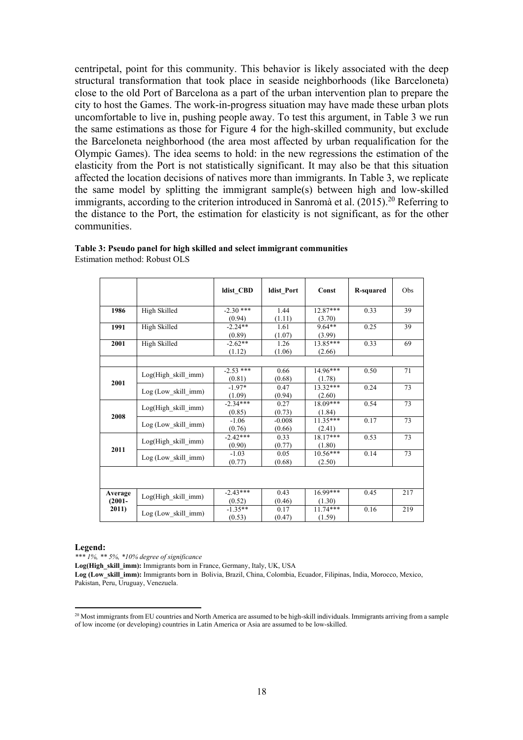centripetal, point for this community. This behavior is likely associated with the deep structural transformation that took place in seaside neighborhoods (like Barceloneta) close to the old Port of Barcelona as a part of the urban intervention plan to prepare the city to host the Games. The work-in-progress situation may have made these urban plots uncomfortable to live in, pushing people away. To test this argument, in Table 3 we run the same estimations as those for Figure 4 for the high-skilled community, but exclude the Barceloneta neighborhood (the area most affected by urban requalification for the Olympic Games). The idea seems to hold: in the new regressions the estimation of the elasticity from the Port is not statistically significant. It may also be that this situation affected the location decisions of natives more than immigrants. In Table 3, we replicate the same model by splitting the immigrant sample(s) between high and low-skilled immigrants, according to the criterion introduced in Sanromà et al. (2015).[20] Referring to the distance to the Port, the estimation for elasticity is not significant, as for the other communities.

**Table 3: Pseudo panel for high skilled and select immigrant communities**
Estimation method: Robust OLS

| | | ldist_CBD | ldist_Port | Const | R-squared | Obs |
|---|---|---|---|---|---|---|
| **1986** | High Skilled | -2.30 *** (0.94) | 1.44 (1.11) | 12.87*** (3.70) | 0.33 | 39 |
| **1991** | High Skilled | -2.24** (0.89) | 1.61 (1.07) | 9.64** (3.99) | 0.25 | 39 |
| **2001** | High Skilled | -2.62** (1.12) | 1.26 (1.06) | 13.85*** (2.66) | 0.33 | 69 |
| | | | | | | |
| **2001** | Log(High_skill_imm) | -2.53 *** (0.81) | 0.66 (0.68) | 14.96*** (1.78) | 0.50 | 71 |
| | Log (Low_skill_imm) | -1.97* (1.09) | 0.47 (0.94) | 13.32*** (2.60) | 0.24 | 73 |
| **2008** | Log(High_skill_imm) | -2.34*** (0.85) | 0.27 (0.73) | 18.09*** (1.84) | 0.54 | 73 |
| | Log (Low_skill_imm) | -1.06 (0.76) | -0.008 (0.66) | 11.35*** (2.41) | 0.17 | 73 |
| **2011** | Log(High_skill_imm) | -2.42*** (0.90) | 0.33 (0.77) | 18.17*** (1.80) | 0.53 | 73 |
| | Log (Low_skill_imm) | -1.03 (0.77) | 0.05 (0.68) | 10.56*** (2.50) | 0.14 | 73 |
| | | | | | | |
| **Average (2001-2011)** | Log(High_skill_imm) | -2.43*** (0.52) | 0.43 (0.46) | 16.99*** (1.30) | 0.45 | 217 |
| | Log (Low_skill_imm) | -1.35** (0.53) | 0.17 (0.47) | 11.74*** (1.59) | 0.16 | 219 |

**Legend:**
*\*\*\* 1%, \*\* 5%, \*10% degree of significance*
**Log(High_skill_imm):** Immigrants born in France, Germany, Italy, UK, USA
**Log (Low_skill_imm):** Immigrants born in Bolivia, Brazil, China, Colombia, Ecuador, Filipinas, India, Morocco, Mexico, Pakistan, Peru, Uruguay, Venezuela.

[20] Most immigrants from EU countries and North America are assumed to be high-skill individuals. Immigrants arriving from a sample of low income (or developing) countries in Latin America or Asia are assumed to be low-skilled.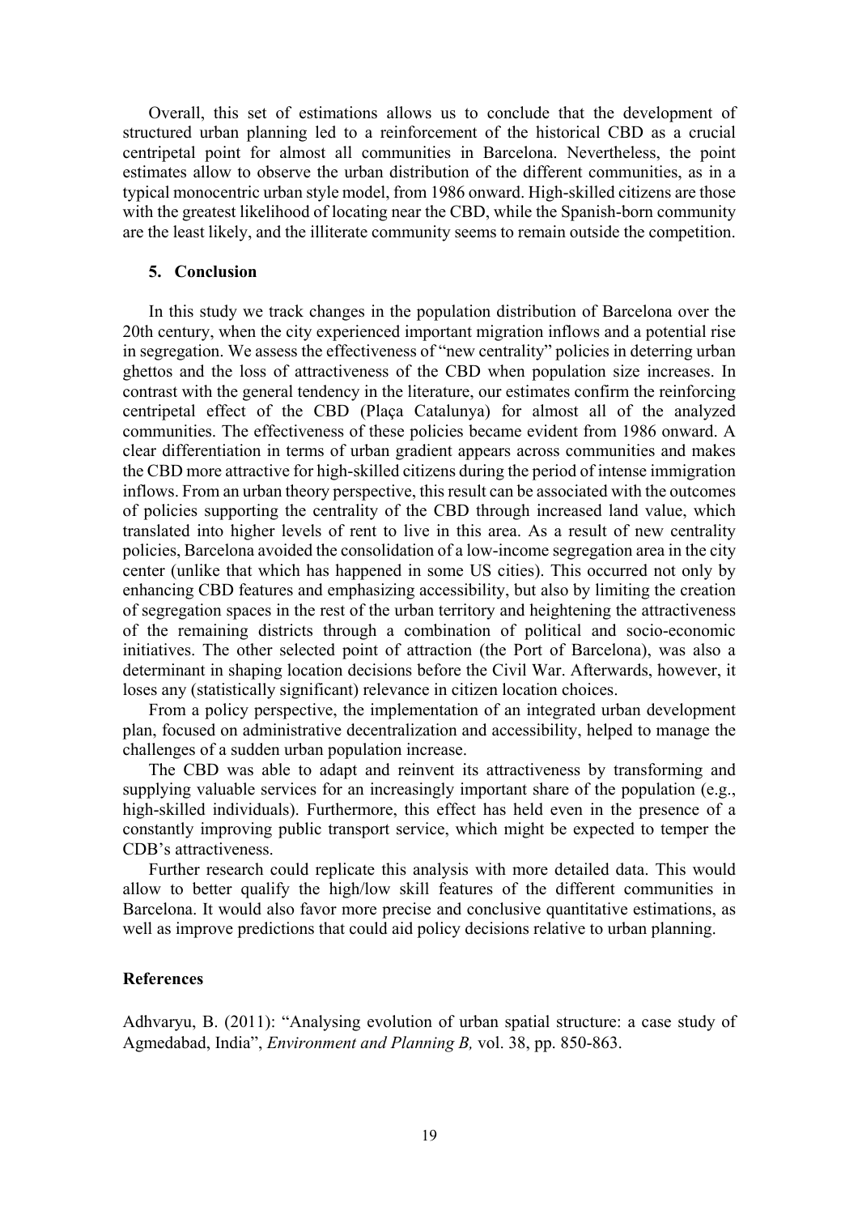Overall, this set of estimations allows us to conclude that the development of structured urban planning led to a reinforcement of the historical CBD as a crucial centripetal point for almost all communities in Barcelona. Nevertheless, the point estimates allow to observe the urban distribution of the different communities, as in a typical monocentric urban style model, from 1986 onward. High-skilled citizens are those with the greatest likelihood of locating near the CBD, while the Spanish-born community are the least likely, and the illiterate community seems to remain outside the competition.

## 5. Conclusion

In this study we track changes in the population distribution of Barcelona over the 20th century, when the city experienced important migration inflows and a potential rise in segregation. We assess the effectiveness of "new centrality" policies in deterring urban ghettos and the loss of attractiveness of the CBD when population size increases. In contrast with the general tendency in the literature, our estimates confirm the reinforcing centripetal effect of the CBD (Plaça Catalunya) for almost all of the analyzed communities. The effectiveness of these policies became evident from 1986 onward. A clear differentiation in terms of urban gradient appears across communities and makes the CBD more attractive for high-skilled citizens during the period of intense immigration inflows. From an urban theory perspective, this result can be associated with the outcomes of policies supporting the centrality of the CBD through increased land value, which translated into higher levels of rent to live in this area. As a result of new centrality policies, Barcelona avoided the consolidation of a low-income segregation area in the city center (unlike that which has happened in some US cities). This occurred not only by enhancing CBD features and emphasizing accessibility, but also by limiting the creation of segregation spaces in the rest of the urban territory and heightening the attractiveness of the remaining districts through a combination of political and socio-economic initiatives. The other selected point of attraction (the Port of Barcelona), was also a determinant in shaping location decisions before the Civil War. Afterwards, however, it loses any (statistically significant) relevance in citizen location choices.

From a policy perspective, the implementation of an integrated urban development plan, focused on administrative decentralization and accessibility, helped to manage the challenges of a sudden urban population increase.

The CBD was able to adapt and reinvent its attractiveness by transforming and supplying valuable services for an increasingly important share of the population (e.g., high-skilled individuals). Furthermore, this effect has held even in the presence of a constantly improving public transport service, which might be expected to temper the CDB's attractiveness.

Further research could replicate this analysis with more detailed data. This would allow to better qualify the high/low skill features of the different communities in Barcelona. It would also favor more precise and conclusive quantitative estimations, as well as improve predictions that could aid policy decisions relative to urban planning.

## References

Adhvaryu, B. (2011): "Analysing evolution of urban spatial structure: a case study of Agmedabad, India", *Environment and Planning B,* vol. 38, pp. 850-863.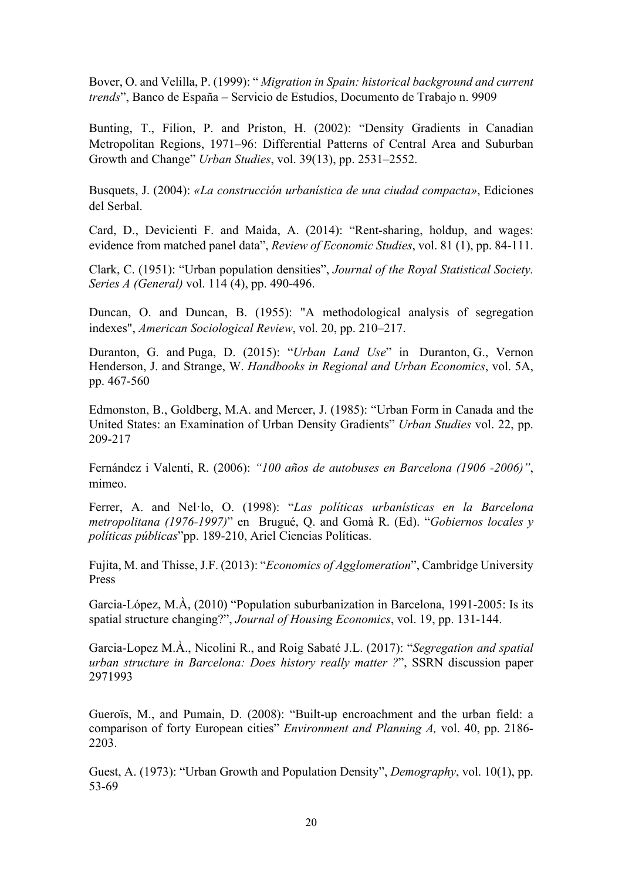Bover, O. and Velilla, P. (1999): " *Migration in Spain: historical background and current trends*", Banco de España – Servicio de Estudios, Documento de Trabajo n. 9909

Bunting, T., Filion, P. and Priston, H. (2002): "Density Gradients in Canadian Metropolitan Regions, 1971–96: Differential Patterns of Central Area and Suburban Growth and Change" *Urban Studies*, vol. 39(13), pp. 2531–2552.

Busquets, J. (2004): *«La construcción urbanística de una ciudad compacta»*, Ediciones del Serbal.

Card, D., Devicienti F. and Maida, A. (2014): "Rent-sharing, holdup, and wages: evidence from matched panel data", *Review of Economic Studies*, vol. 81 (1), pp. 84-111.

Clark, C. (1951): "Urban population densities", *Journal of the Royal Statistical Society. Series A (General)* vol. 114 (4), pp. 490-496.

Duncan, O. and Duncan, B. (1955): "A methodological analysis of segregation indexes", *American Sociological Review*, vol. 20, pp. 210–217.

Duranton, G. and Puga, D. (2015): "*Urban Land Use*" in Duranton, G., Vernon Henderson, J. and Strange, W. *Handbooks in Regional and Urban Economics*, vol. 5A, pp. 467-560

Edmonston, B., Goldberg, M.A. and Mercer, J. (1985): "Urban Form in Canada and the United States: an Examination of Urban Density Gradients" *Urban Studies* vol. 22, pp. 209-217

Fernández i Valentí, R. (2006): *"100 años de autobuses en Barcelona (1906 -2006)"*, mimeo.

Ferrer, A. and Nel·lo, O. (1998): "*Las políticas urbanísticas en la Barcelona metropolitana (1976-1997)*" en Brugué, Q. and Gomà R. (Ed). "*Gobiernos locales y políticas públicas*"pp. 189-210, Ariel Ciencias Políticas.

Fujita, M. and Thisse, J.F. (2013): "*Economics of Agglomeration*", Cambridge University Press

Garcia-López, M.À, (2010) "Population suburbanization in Barcelona, 1991-2005: Is its spatial structure changing?", *Journal of Housing Economics*, vol. 19, pp. 131-144.

Garcia-Lopez M.À., Nicolini R., and Roig Sabaté J.L. (2017): "*Segregation and spatial urban structure in Barcelona: Does history really matter ?*", SSRN discussion paper 2971993

Gueroïs, M., and Pumain, D. (2008): "Built-up encroachment and the urban field: a comparison of forty European cities" *Environment and Planning A,* vol. 40, pp. 2186-2203.

Guest, A. (1973): "Urban Growth and Population Density", *Demography*, vol. 10(1), pp. 53-69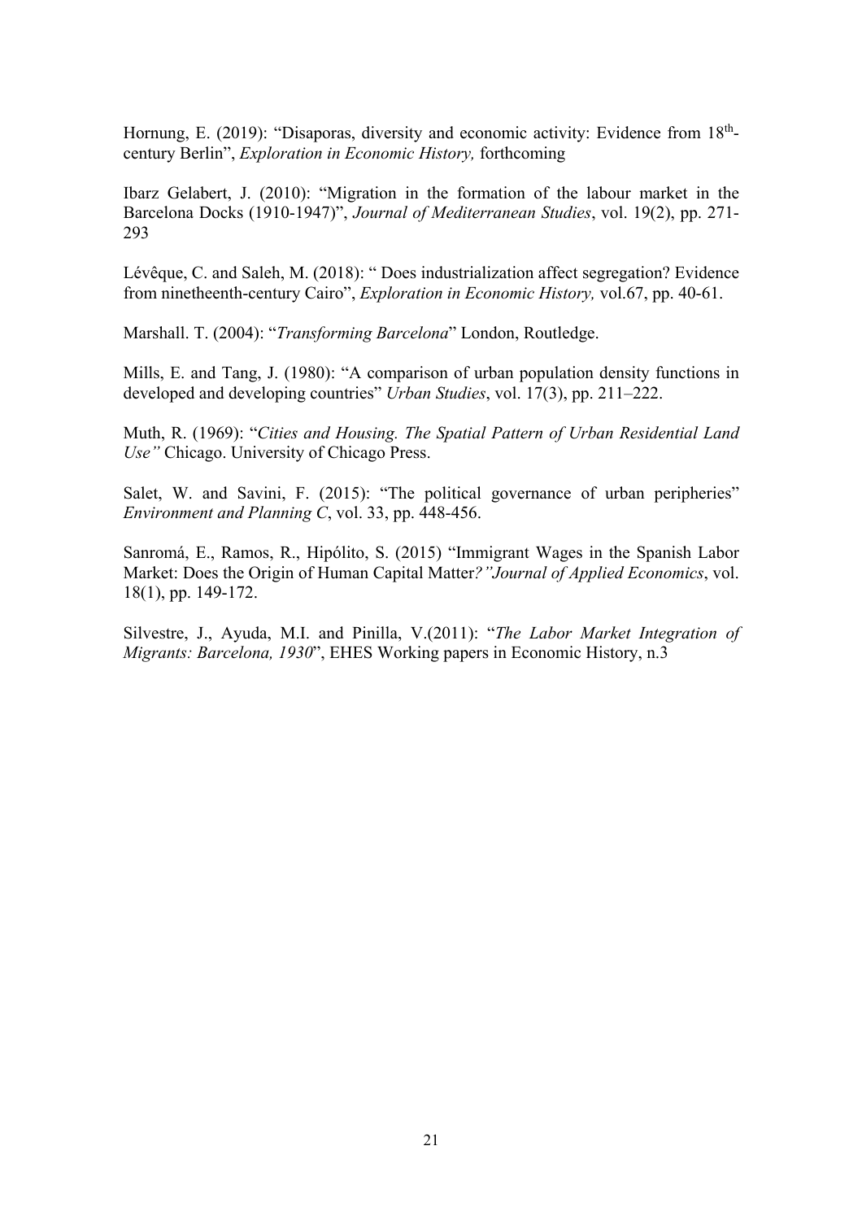Hornung, E. (2019): "Disaporas, diversity and economic activity: Evidence from 18th-century Berlin", *Exploration in Economic History,* forthcoming

Ibarz Gelabert, J. (2010): "Migration in the formation of the labour market in the Barcelona Docks (1910-1947)", *Journal of Mediterranean Studies*, vol. 19(2), pp. 271-293

Lévêque, C. and Saleh, M. (2018): " Does industrialization affect segregation? Evidence from ninetheenth-century Cairo", *Exploration in Economic History,* vol.67, pp. 40-61.

Marshall. T. (2004): "*Transforming Barcelona*" London, Routledge.

Mills, E. and Tang, J. (1980): "A comparison of urban population density functions in developed and developing countries" *Urban Studies*, vol. 17(3), pp. 211–222.

Muth, R. (1969): "*Cities and Housing. The Spatial Pattern of Urban Residential Land Use"* Chicago. University of Chicago Press.

Salet, W. and Savini, F. (2015): "The political governance of urban peripheries" *Environment and Planning C*, vol. 33, pp. 448-456.

Sanromá, E., Ramos, R., Hipólito, S. (2015) "Immigrant Wages in the Spanish Labor Market: Does the Origin of Human Capital Matter*?"Journal of Applied Economics*, vol. 18(1), pp. 149-172.

Silvestre, J., Ayuda, M.I. and Pinilla, V.(2011): "*The Labor Market Integration of Migrants: Barcelona, 1930*", EHES Working papers in Economic History, n.3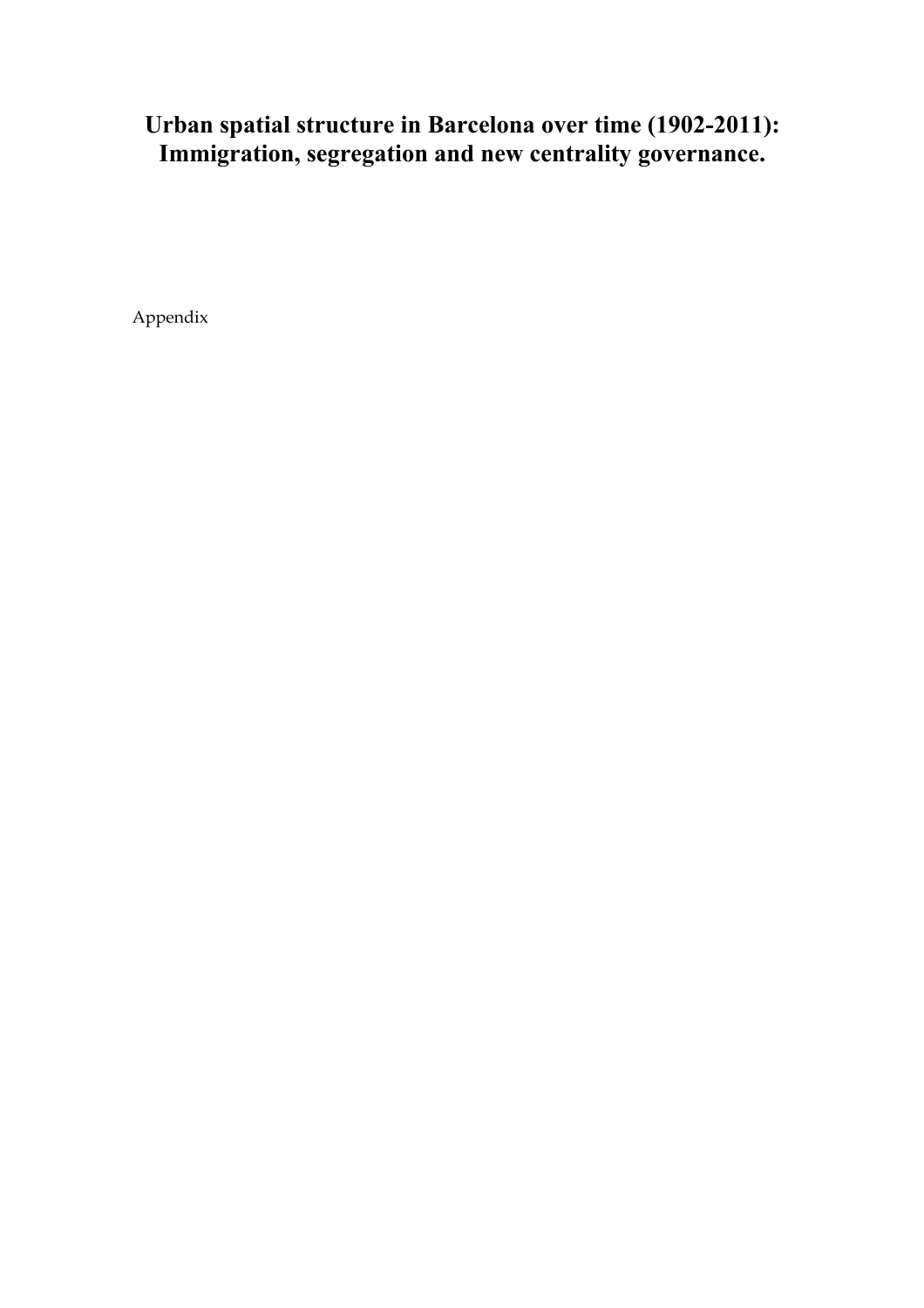# Urban spatial structure in Barcelona over time (1902-2011): Immigration, segregation and new centrality governance.

Appendix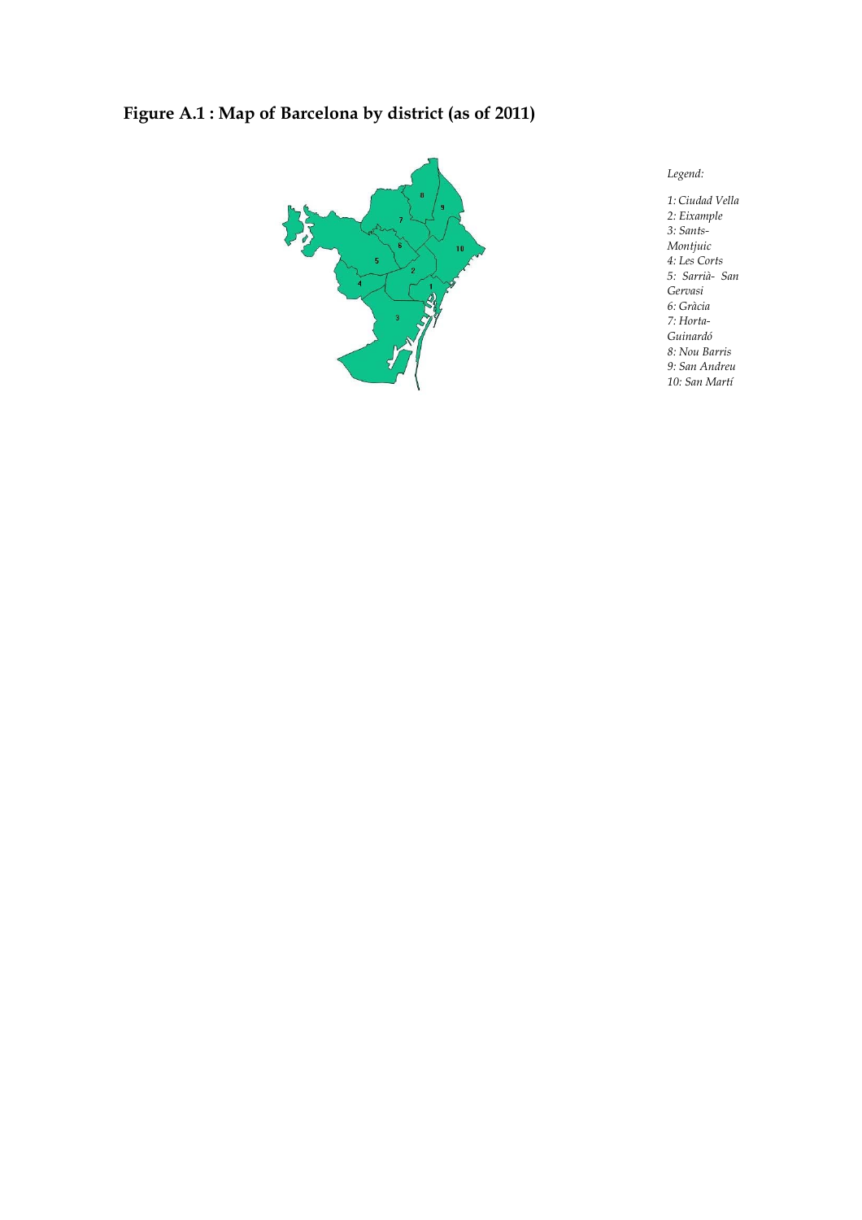**Figure A.1 : Map of Barcelona by district (as of 2011)**

*Legend:*

*1: Ciudad Vella*
*2: Eixample*
*3: Sants-Montjuic*
*4: Les Corts*
*5: Sarrià- San Gervasi*
*6: Gràcia*
*7: Horta-Guinardó*
*8: Nou Barris*
*9: San Andreu*
*10: San Martí*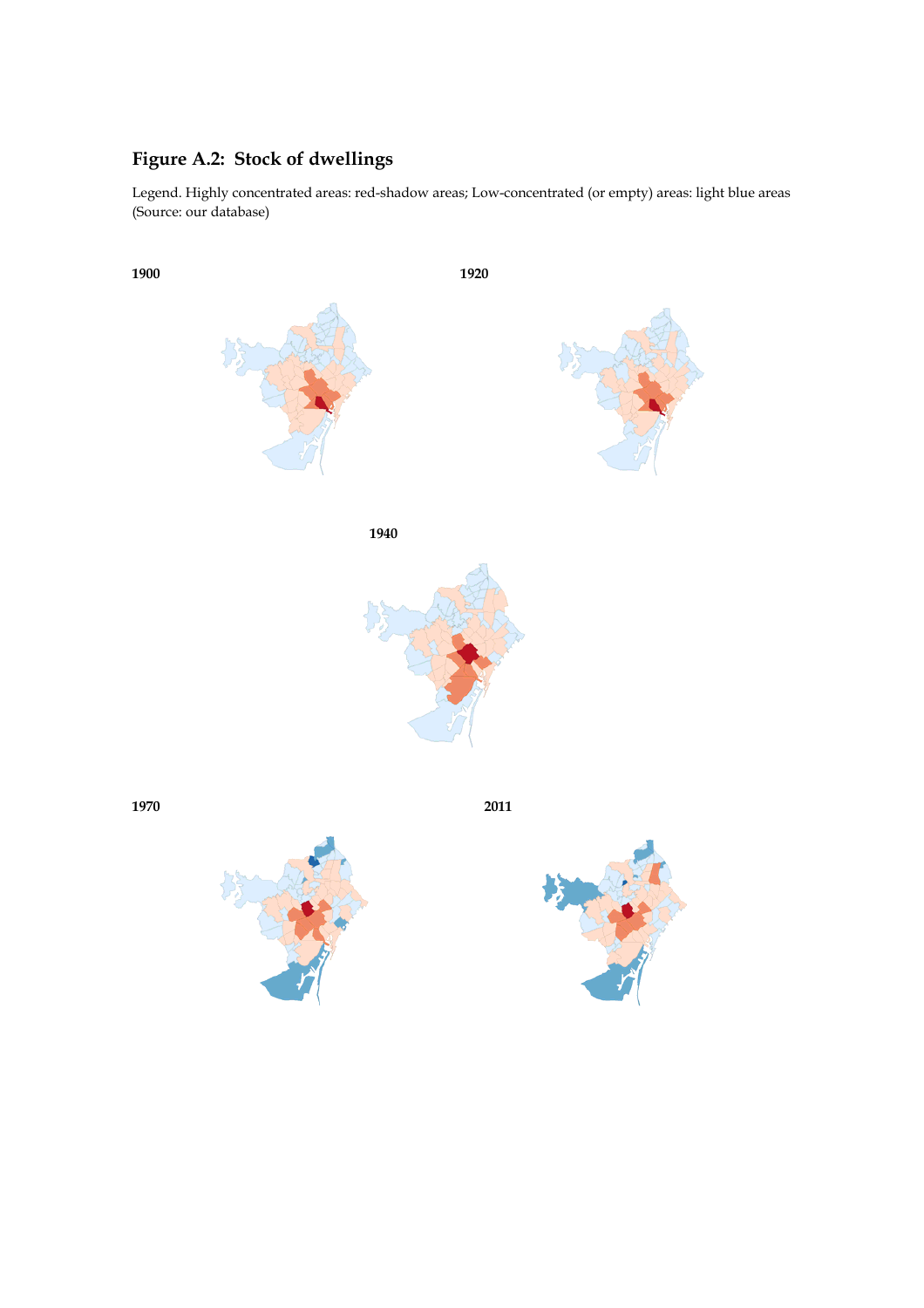## Figure A.2: Stock of dwellings

Legend. Highly concentrated areas: red-shadow areas; Low-concentrated (or empty) areas: light blue areas (Source: our database)

**1900**

**1920**

**1940**

**1970**

**2011**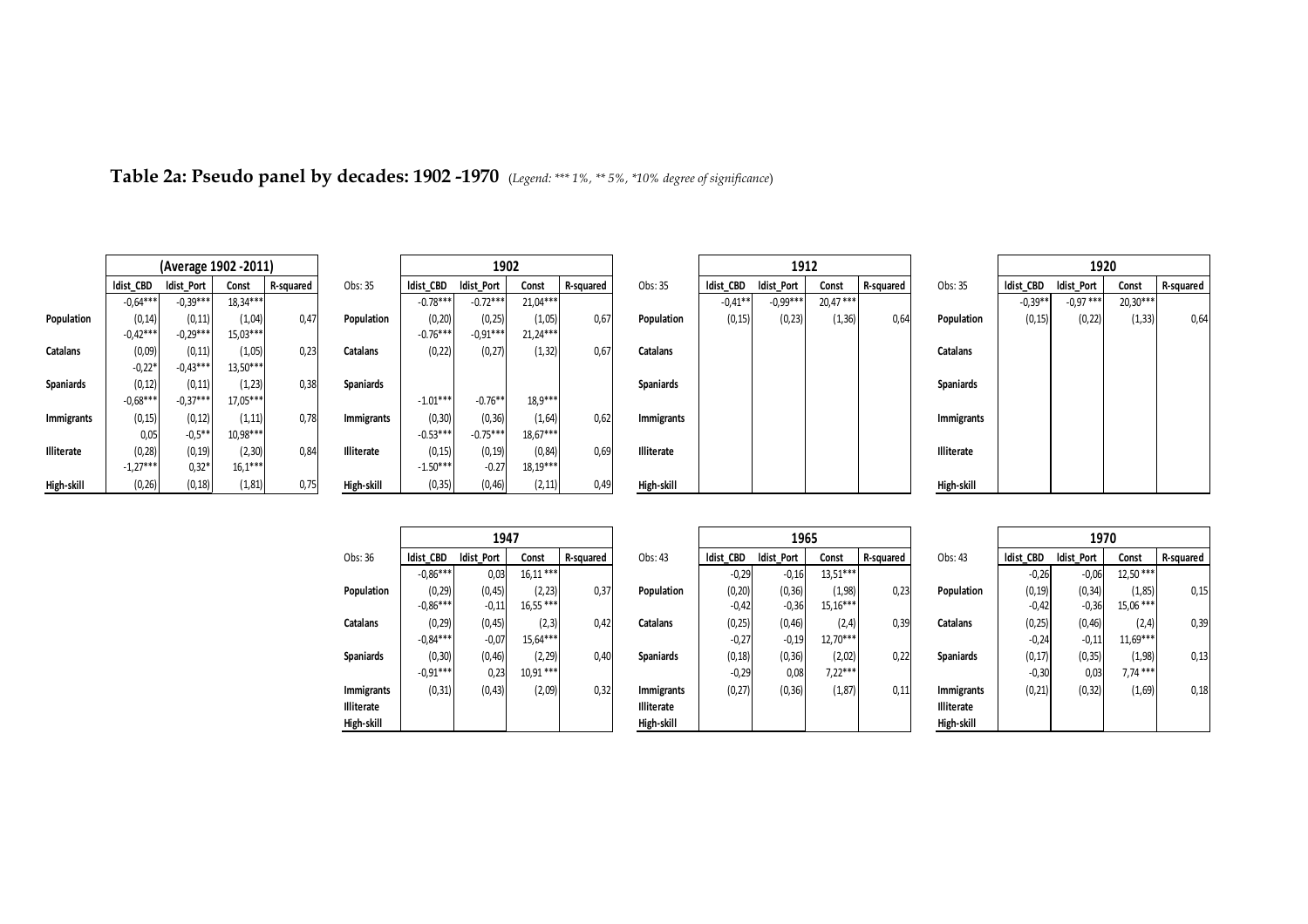**Table 2a: Pseudo panel by decades: 1902 -1970** (*Legend: \*\*\* 1%, \*\* 5%, \*10% degree of significance*)

| | (Average 1902 -2011) | | | |
|---|---|---|---|---|
| | ldist_CBD | ldist_Port | Const | R-squared |
| Population | -0,64*** | -0,39*** | 18,34*** | |
| | (0,14) | (0,11) | (1,04) | 0,47 |
| Catalans | -0,42*** | -0,29*** | 15,03*** | |
| | (0,09) | (0,11) | (1,05) | 0,23 |
| Spaniards | -0,22* | -0,43*** | 13,50*** | |
| | (0,12) | (0,11) | (1,23) | 0,38 |
| Immigrants | -0,68*** | -0,37*** | 17,05*** | |
| | (0,15) | (0,12) | (1,11) | 0,78 |
| Illiterate | 0,05 | -0,5** | 10,98*** | |
| | (0,28) | (0,19) | (2,30) | 0,84 |
| High-skill | -1,27*** | 0,32* | 16,1*** | |
| | (0,26) | (0,18) | (1,81) | 0,75 |

| Obs: 35 | 1902 | | | |
|---|---|---|---|---|
| | ldist_CBD | ldist_Port | Const | R-squared |
| Population | -0.78*** | -0.72*** | 21,04*** | |
| | (0,20) | (0,25) | (1,05) | 0,67 |
| Catalans | -0.76*** | -0,91*** | 21,24*** | |
| | (0,22) | (0,27) | (1,32) | 0,67 |
| Spaniards | | | | |
| Immigrants | -1.01*** | -0.76** | 18,9*** | |
| | (0,30) | (0,36) | (1,64) | 0,62 |
| Illiterate | -0.53*** | -0.75*** | 18,67*** | |
| | (0,15) | (0,19) | (0,84) | 0,69 |
| High-skill | -1.50*** | -0.27 | 18,19*** | |
| | (0,35) | (0,46) | (2,11) | 0,49 |

| Obs: 35 | 1912 | | | |
|---|---|---|---|---|
| | ldist_CBD | ldist_Port | Const | R-squared |
| Population | -0,41** | -0,99*** | 20,47 *** | |
| | (0,15) | (0,23) | (1,36) | 0,64 |
| Catalans | | | | |
| Spaniards | | | | |
| Immigrants | | | | |
| Illiterate | | | | |
| High-skill | | | | |

| Obs: 35 | 1920 | | | |
|---|---|---|---|---|
| | ldist_CBD | ldist_Port | Const | R-squared |
| Population | -0,39** | -0,97 *** | 20,30*** | |
| | (0,15) | (0,22) | (1,33) | 0,64 |
| Catalans | | | | |
| Spaniards | | | | |
| Immigrants | | | | |
| Illiterate | | | | |
| High-skill | | | | |

| Obs: 36 | 1947 | | | |
|---|---|---|---|---|
| | ldist_CBD | ldist_Port | Const | R-squared |
| Population | -0,86*** | 0,03 | 16,11 *** | |
| | (0,29) | (0,45) | (2,23) | 0,37 |
| Catalans | -0,86*** | -0,11 | 16,55 *** | |
| | (0,29) | (0,45) | (2,3) | 0,42 |
| Spaniards | -0,84*** | -0,07 | 15,64*** | |
| | (0,30) | (0,46) | (2,29) | 0,40 |
| Immigrants | -0,91*** | 0,23 | 10,91 *** | |
| | (0,31) | (0,43) | (2,09) | 0,32 |
| Illiterate | | | | |
| High-skill | | | | |

| Obs: 43 | 1965 | | | |
|---|---|---|---|---|
| | ldist_CBD | ldist_Port | Const | R-squared |
| Population | -0,29 | -0,16 | 13,51*** | |
| | (0,20) | (0,36) | (1,98) | 0,23 |
| Catalans | -0,42 | -0,36 | 15,16*** | |
| | (0,25) | (0,46) | (2,4) | 0,39 |
| Spaniards | -0,27 | -0,19 | 12,70*** | |
| | (0,18) | (0,36) | (2,02) | 0,22 |
| Immigrants | -0,29 | 0,08 | 7,22*** | |
| | (0,27) | (0,36) | (1,87) | 0,11 |
| Illiterate | | | | |
| High-skill | | | | |

| Obs: 43 | 1970 | | | |
|---|---|---|---|---|
| | ldist_CBD | ldist_Port | Const | R-squared |
| Population | -0,26 | -0,06 | 12,50 *** | |
| | (0,19) | (0,34) | (1,85) | 0,15 |
| Catalans | -0,42 | -0,36 | 15,06 *** | |
| | (0,25) | (0,46) | (2,4) | 0,39 |
| Spaniards | -0,24 | -0,11 | 11,69*** | |
| | (0,17) | (0,35) | (1,98) | 0,13 |
| Immigrants | -0,30 | 0,03 | 7,74 *** | |
| | (0,21) | (0,32) | (1,69) | 0,18 |
| Illiterate | | | | |
| High-skill | | | | |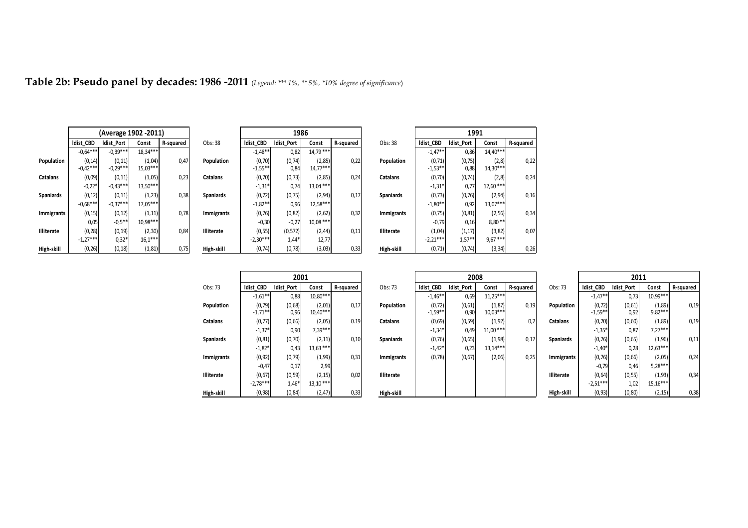**Table 2b: Pseudo panel by decades: 1986 -2011** *(Legend: *** 1%, ** 5%, *10% degree of significance)*

| | (Average 1902 -2011) | | | |
|---|---|---|---|---|
| | Idist_CBD | Idist_Port | Const | R-squared |
| Population | -0,64*** | -0,39*** | 18,34*** | |
| | (0,14) | (0,11) | (1,04) | 0,47 |
| Catalans | -0,42*** | -0,29*** | 15,03*** | |
| | (0,09) | (0,11) | (1,05) | 0,23 |
| Spaniards | -0,22* | -0,43*** | 13,50*** | |
| | (0,12) | (0,11) | (1,23) | 0,38 |
| Immigrants | -0,68*** | -0,37*** | 17,05*** | |
| | (0,15) | (0,12) | (1,11) | 0,78 |
| Illiterate | 0,05 | -0,5** | 10,98*** | |
| | (0,28) | (0,19) | (2,30) | 0,84 |
| High-skill | -1,27*** | 0,32* | 16,1*** | |
| | (0,26) | (0,18) | (1,81) | 0,75 |

| | 1986 | | | |
|---|---|---|---|---|
| Obs: 38 | Idist_CBD | Idist_Port | Const | R-squared |
| Population | -1,48** | 0,82 | 14,79 *** | |
| | (0,70) | (0,74) | (2,85) | 0,22 |
| Catalans | -1,55** | 0,84 | 14,77*** | |
| | (0,70) | (0,73) | (2,85) | 0,24 |
| Spaniards | -1,31* | 0,74 | 13,04 *** | |
| | (0,72) | (0,75) | (2,94) | 0,17 |
| Immigrants | -1,82** | 0,96 | 12,58*** | |
| | (0,76) | (0,82) | (2,62) | 0,32 |
| Illiterate | -0,30 | -0,27 | 10,08 *** | |
| | (0,55) | (0,572) | (2,44) | 0,11 |
| High-skill | -2,30*** | 1,44* | 12,77 | |
| | (0,74) | (0,78) | (3,03) | 0,33 |

| | 1991 | | | |
|---|---|---|---|---|
| Obs: 38 | Idist_CBD | Idist_Port | Const | R-squared |
| Population | -1,47** | 0,86 | 14,40*** | |
| | (0,71) | (0,75) | (2,8) | 0,22 |
| Catalans | -1,53** | 0,88 | 14,30*** | |
| | (0,70) | (0,74) | (2,8) | 0,24 |
| Spaniards | -1,31* | 0,77 | 12,60 *** | |
| | (0,73) | (0,76) | (2,94) | 0,16 |
| Immigrants | -1,80** | 0,92 | 13,07*** | |
| | (0,75) | (0,81) | (2,56) | 0,34 |
| Illiterate | -0,79 | 0,16 | 8,80 ** | |
| | (1,04) | (1,17) | (3,82) | 0,07 |
| High-skill | -2,21*** | 1,57** | 9,67 *** | |
| | (0,71) | (0,74) | (3,34) | 0,26 |

| | 2001 | | | |
|---|---|---|---|---|
| Obs: 73 | Idist_CBD | Idist_Port | Const | R-squared |
| Population | -1,61** | 0,88 | 10,80*** | |
| | (0,79) | (0,68) | (2,01) | 0,17 |
| Catalans | -1,71** | 0,96 | 10,40*** | |
| | (0,77) | (0,66) | (2,05) | 0.19 |
| Spaniards | -1,37* | 0,90 | 7,39*** | |
| | (0,81) | (0,70) | (2,11) | 0,10 |
| Immigrants | -1,82* | 0,43 | 13,63 *** | |
| | (0,92) | (0,79) | (1,99) | 0,31 |
| Illiterate | -0,47 | 0,17 | 2,99 | |
| | (0,67) | (0,59) | (2,15) | 0,02 |
| High-skill | -2,78*** | 1,46* | 13,10 *** | |
| | (0,98) | (0,84) | (2,47) | 0,33 |

| | 2008 | | | |
|---|---|---|---|---|
| Obs: 73 | Idist_CBD | Idist_Port | Const | R-squared |
| Population | -1,46** | 0,69 | 11,25*** | |
| | (0,72) | (0,61) | (1,87) | 0,19 |
| Catalans | -1,59** | 0,90 | 10,03*** | |
| | (0,69) | (0,59) | (1,92) | 0,2 |
| Spaniards | -1,34* | 0,49 | 11,00 *** | |
| | (0,76) | (0,65) | (1,98) | 0,17 |
| Immigrants | -1,42* | 0,23 | 13,14*** | |
| | (0,78) | (0,67) | (2,06) | 0,25 |
| Illiterate | | | | |
| | | | | |
| High-skill | | | | |
| | | | | |

| | 2011 | | | |
|---|---|---|---|---|
| Obs: 73 | Idist_CBD | Idist_Port | Const | R-squared |
| Population | -1,47** | 0,73 | 10,99*** | |
| | (0,72) | (0,61) | (1,89) | 0,19 |
| Catalans | -1,59** | 0,92 | 9.82*** | |
| | (0,70) | (0,60) | (1,89) | 0,19 |
| Spaniards | -1,35* | 0,87 | 7,27*** | |
| | (0,76) | (0,65) | (1,96) | 0,11 |
| Immigrants | -1,40* | 0,28 | 12,63*** | |
| | (0,76) | (0,66) | (2,05) | 0,24 |
| Illiterate | -0,79 | 0,46 | 5,28*** | |
| | (0,64) | (0,55) | (1,93) | 0,34 |
| High-skill | -2,51*** | 1,02 | 15,16*** | |
| | (0,93) | (0,80) | (2,15) | 0,38 |